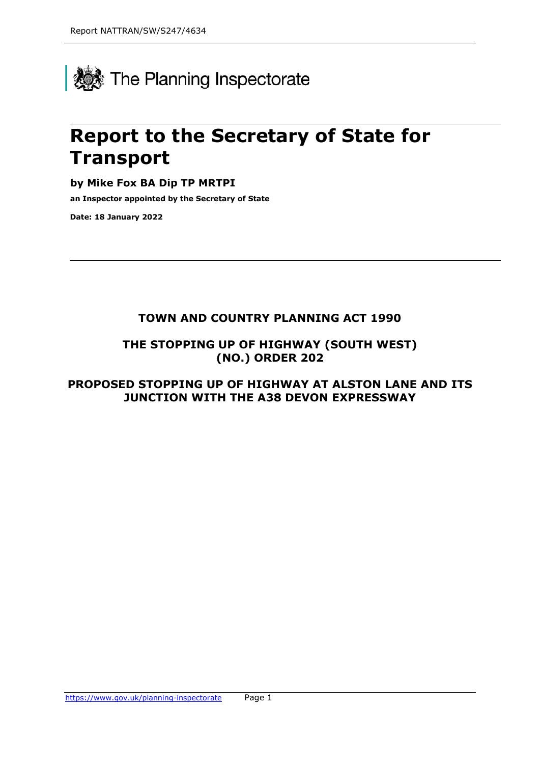The Planning Inspectorate

# Report to the Secretary of State for Transport

**by Mike Fox BA Dip TP MRTPI**

**an Inspector appointed by the Secretary of State**

**Date: 18 January 2022**

---

**TOWN AND COUNTRY PLANNING ACT 1990**

**THE STOPPING UP OF HIGHWAY (SOUTH WEST) (NO.) ORDER 202**

**PROPOSED STOPPING UP OF HIGHWAY AT ALSTON LANE AND ITS JUNCTION WITH THE A38 DEVON EXPRESSWAY**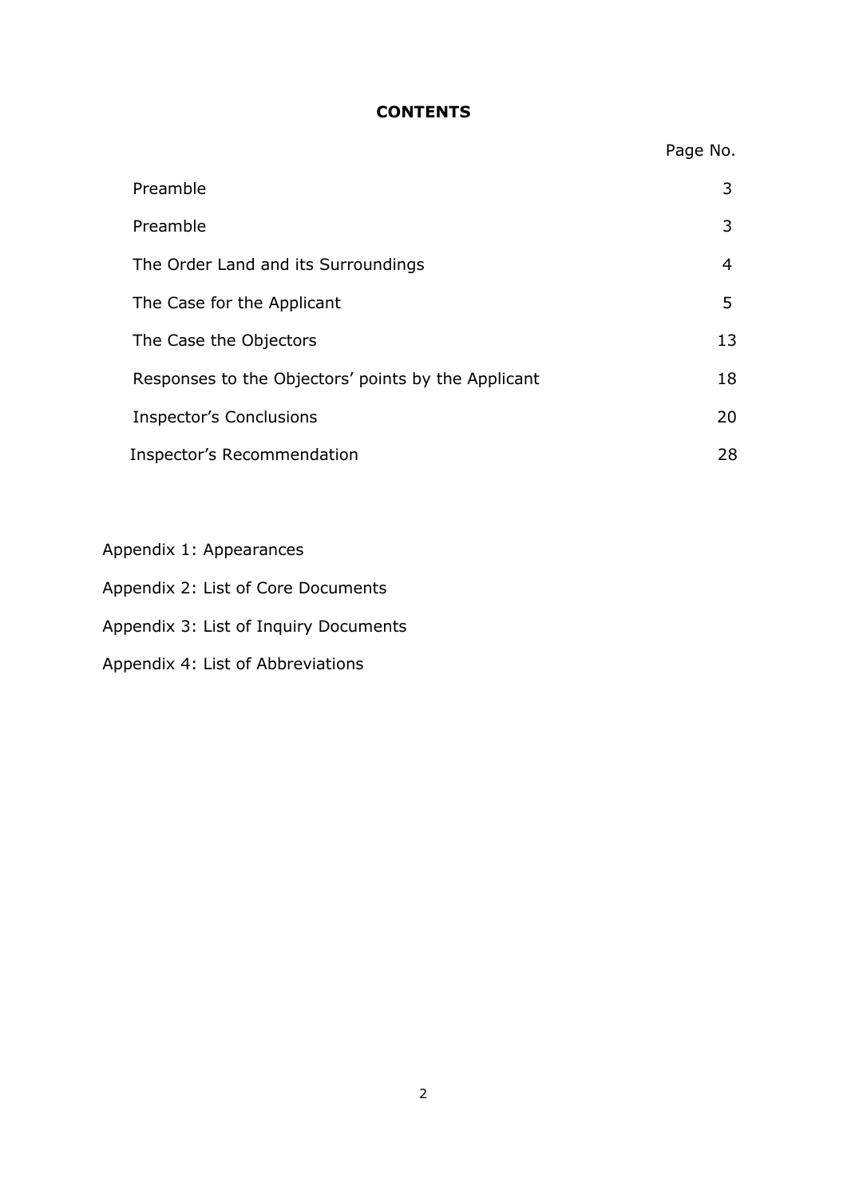## CONTENTS

| | Page No. |
|---|---|
| Preamble | 3 |
| Preamble | 3 |
| The Order Land and its Surroundings | 4 |
| The Case for the Applicant | 5 |
| The Case the Objectors | 13 |
| Responses to the Objectors' points by the Applicant | 18 |
| Inspector's Conclusions | 20 |
| Inspector's Recommendation | 28 |

Appendix 1: Appearances

Appendix 2: List of Core Documents

Appendix 3: List of Inquiry Documents

Appendix 4: List of Abbreviations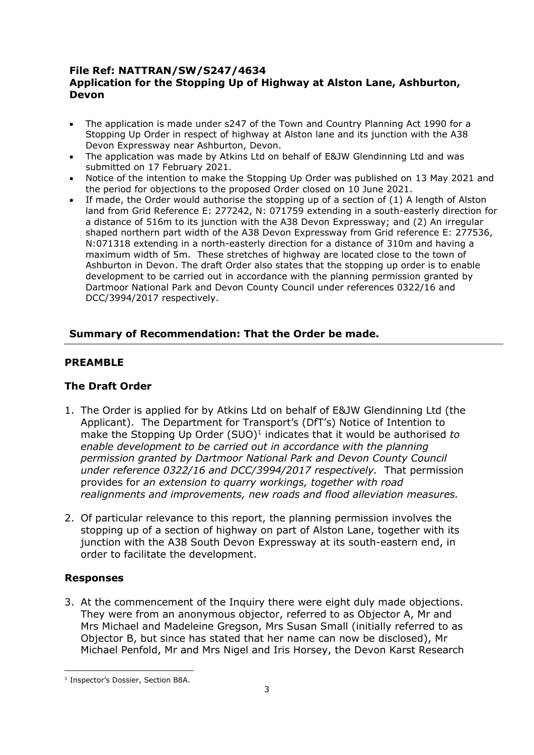**File Ref: NATTRAN/SW/S247/4634**
**Application for the Stopping Up of Highway at Alston Lane, Ashburton, Devon**

- The application is made under s247 of the Town and Country Planning Act 1990 for a Stopping Up Order in respect of highway at Alston lane and its junction with the A38 Devon Expressway near Ashburton, Devon.
- The application was made by Atkins Ltd on behalf of E&JW Glendinning Ltd and was submitted on 17 February 2021.
- Notice of the intention to make the Stopping Up Order was published on 13 May 2021 and the period for objections to the proposed Order closed on 10 June 2021.
- If made, the Order would authorise the stopping up of a section of (1) A length of Alston land from Grid Reference E: 277242, N: 071759 extending in a south-easterly direction for a distance of 516m to its junction with the A38 Devon Expressway; and (2) An irregular shaped northern part width of the A38 Devon Expressway from Grid reference E: 277536, N:071318 extending in a north-easterly direction for a distance of 310m and having a maximum width of 5m. These stretches of highway are located close to the town of Ashburton in Devon. The draft Order also states that the stopping up order is to enable development to be carried out in accordance with the planning permission granted by Dartmoor National Park and Devon County Council under references 0322/16 and DCC/3994/2017 respectively.

**Summary of Recommendation: That the Order be made.**

## PREAMBLE

### The Draft Order

1. The Order is applied for by Atkins Ltd on behalf of E&JW Glendinning Ltd (the Applicant). The Department for Transport's (DfT's) Notice of Intention to make the Stopping Up Order (SUO)[1] indicates that it would be authorised *to enable development to be carried out in accordance with the planning permission granted by Dartmoor National Park and Devon County Council under reference 0322/16 and DCC/3994/2017 respectively.* That permission provides for *an extension to quarry workings, together with road realignments and improvements, new roads and flood alleviation measures.*

2. Of particular relevance to this report, the planning permission involves the stopping up of a section of highway on part of Alston Lane, together with its junction with the A38 South Devon Expressway at its south-eastern end, in order to facilitate the development.

### Responses

3. At the commencement of the Inquiry there were eight duly made objections. They were from an anonymous objector, referred to as Objector A, Mr and Mrs Michael and Madeleine Gregson, Mrs Susan Small (initially referred to as Objector B, but since has stated that her name can now be disclosed), Mr Michael Penfold, Mr and Mrs Nigel and Iris Horsey, the Devon Karst Research

[1] Inspector's Dossier, Section B8A.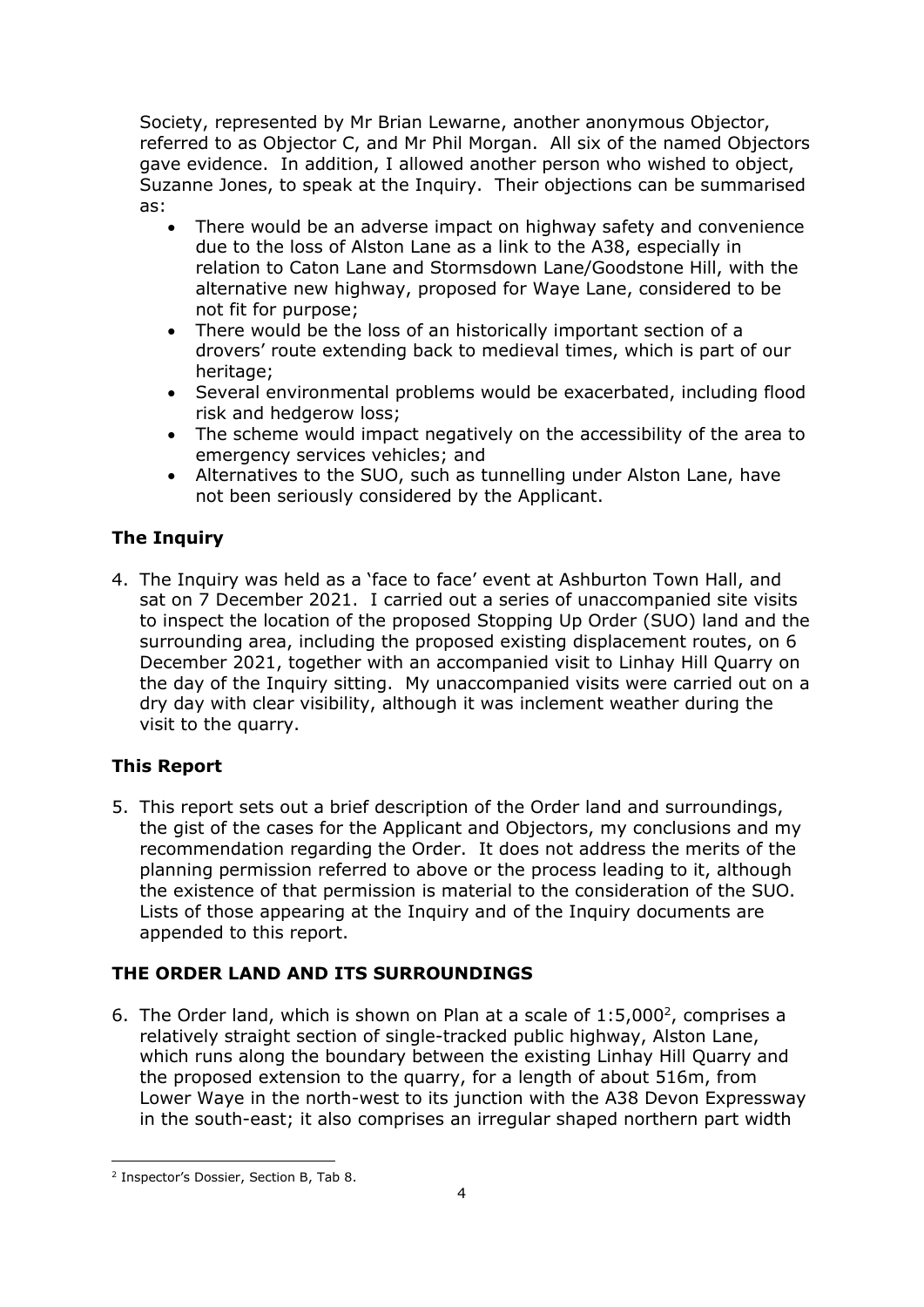Society, represented by Mr Brian Lewarne, another anonymous Objector, referred to as Objector C, and Mr Phil Morgan. All six of the named Objectors gave evidence. In addition, I allowed another person who wished to object, Suzanne Jones, to speak at the Inquiry. Their objections can be summarised as:

- There would be an adverse impact on highway safety and convenience due to the loss of Alston Lane as a link to the A38, especially in relation to Caton Lane and Stormsdown Lane/Goodstone Hill, with the alternative new highway, proposed for Waye Lane, considered to be not fit for purpose;
- There would be the loss of an historically important section of a drovers' route extending back to medieval times, which is part of our heritage;
- Several environmental problems would be exacerbated, including flood risk and hedgerow loss;
- The scheme would impact negatively on the accessibility of the area to emergency services vehicles; and
- Alternatives to the SUO, such as tunnelling under Alston Lane, have not been seriously considered by the Applicant.

## The Inquiry

4. The Inquiry was held as a 'face to face' event at Ashburton Town Hall, and sat on 7 December 2021. I carried out a series of unaccompanied site visits to inspect the location of the proposed Stopping Up Order (SUO) land and the surrounding area, including the proposed existing displacement routes, on 6 December 2021, together with an accompanied visit to Linhay Hill Quarry on the day of the Inquiry sitting. My unaccompanied visits were carried out on a dry day with clear visibility, although it was inclement weather during the visit to the quarry.

## This Report

5. This report sets out a brief description of the Order land and surroundings, the gist of the cases for the Applicant and Objectors, my conclusions and my recommendation regarding the Order. It does not address the merits of the planning permission referred to above or the process leading to it, although the existence of that permission is material to the consideration of the SUO. Lists of those appearing at the Inquiry and of the Inquiry documents are appended to this report.

## THE ORDER LAND AND ITS SURROUNDINGS

6. The Order land, which is shown on Plan at a scale of 1:5,000[2], comprises a relatively straight section of single-tracked public highway, Alston Lane, which runs along the boundary between the existing Linhay Hill Quarry and the proposed extension to the quarry, for a length of about 516m, from Lower Waye in the north-west to its junction with the A38 Devon Expressway in the south-east; it also comprises an irregular shaped northern part width

[2] Inspector's Dossier, Section B, Tab 8.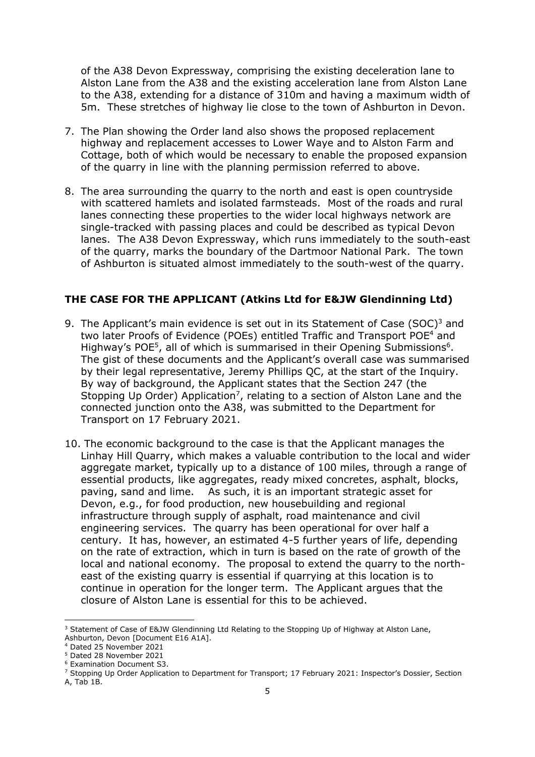of the A38 Devon Expressway, comprising the existing deceleration lane to Alston Lane from the A38 and the existing acceleration lane from Alston Lane to the A38, extending for a distance of 310m and having a maximum width of 5m. These stretches of highway lie close to the town of Ashburton in Devon.

7. The Plan showing the Order land also shows the proposed replacement highway and replacement accesses to Lower Waye and to Alston Farm and Cottage, both of which would be necessary to enable the proposed expansion of the quarry in line with the planning permission referred to above.

8. The area surrounding the quarry to the north and east is open countryside with scattered hamlets and isolated farmsteads. Most of the roads and rural lanes connecting these properties to the wider local highways network are single-tracked with passing places and could be described as typical Devon lanes. The A38 Devon Expressway, which runs immediately to the south-east of the quarry, marks the boundary of the Dartmoor National Park. The town of Ashburton is situated almost immediately to the south-west of the quarry.

## THE CASE FOR THE APPLICANT (Atkins Ltd for E&JW Glendinning Ltd)

9. The Applicant's main evidence is set out in its Statement of Case (SOC)[3] and two later Proofs of Evidence (POEs) entitled Traffic and Transport POE[4] and Highway's POE[5], all of which is summarised in their Opening Submissions[6]. The gist of these documents and the Applicant's overall case was summarised by their legal representative, Jeremy Phillips QC, at the start of the Inquiry. By way of background, the Applicant states that the Section 247 (the Stopping Up Order) Application[7], relating to a section of Alston Lane and the connected junction onto the A38, was submitted to the Department for Transport on 17 February 2021.

10. The economic background to the case is that the Applicant manages the Linhay Hill Quarry, which makes a valuable contribution to the local and wider aggregate market, typically up to a distance of 100 miles, through a range of essential products, like aggregates, ready mixed concretes, asphalt, blocks, paving, sand and lime. As such, it is an important strategic asset for Devon, e.g., for food production, new housebuilding and regional infrastructure through supply of asphalt, road maintenance and civil engineering services. The quarry has been operational for over half a century. It has, however, an estimated 4-5 further years of life, depending on the rate of extraction, which in turn is based on the rate of growth of the local and national economy. The proposal to extend the quarry to the north-east of the existing quarry is essential if quarrying at this location is to continue in operation for the longer term. The Applicant argues that the closure of Alston Lane is essential for this to be achieved.

---

[3] Statement of Case of E&JW Glendinning Ltd Relating to the Stopping Up of Highway at Alston Lane, Ashburton, Devon [Document E16 A1A].

[4] Dated 25 November 2021

[5] Dated 28 November 2021

[6] Examination Document S3.

[7] Stopping Up Order Application to Department for Transport; 17 February 2021: Inspector's Dossier, Section A, Tab 1B.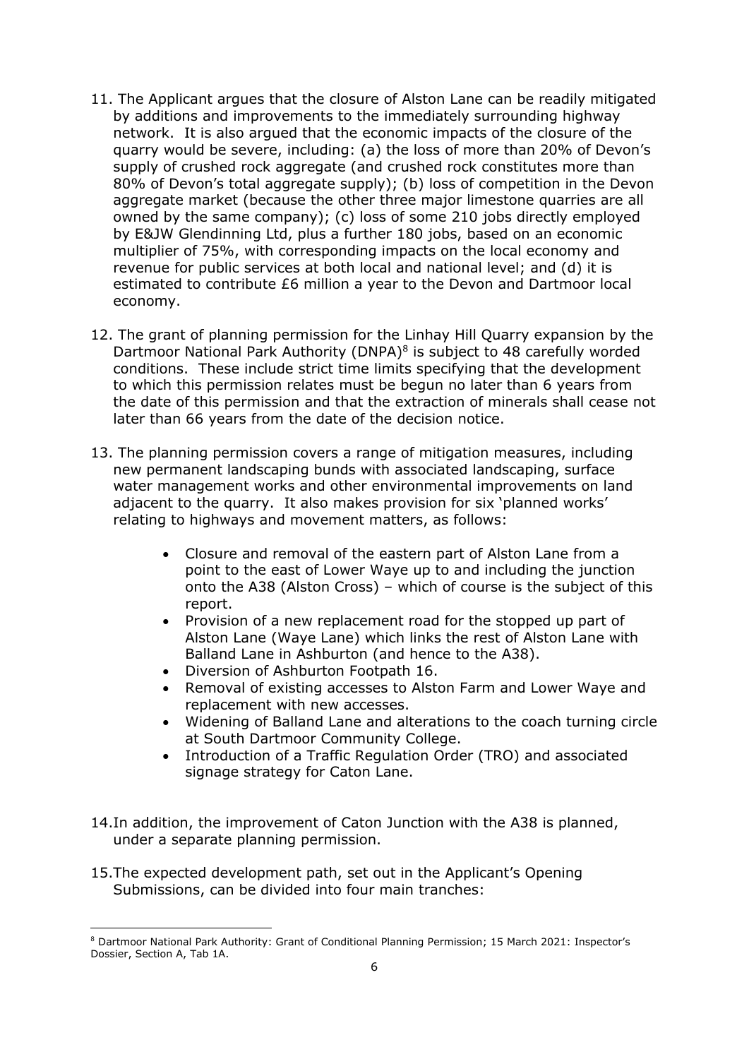11. The Applicant argues that the closure of Alston Lane can be readily mitigated by additions and improvements to the immediately surrounding highway network. It is also argued that the economic impacts of the closure of the quarry would be severe, including: (a) the loss of more than 20% of Devon's supply of crushed rock aggregate (and crushed rock constitutes more than 80% of Devon's total aggregate supply); (b) loss of competition in the Devon aggregate market (because the other three major limestone quarries are all owned by the same company); (c) loss of some 210 jobs directly employed by E&JW Glendinning Ltd, plus a further 180 jobs, based on an economic multiplier of 75%, with corresponding impacts on the local economy and revenue for public services at both local and national level; and (d) it is estimated to contribute £6 million a year to the Devon and Dartmoor local economy.

12. The grant of planning permission for the Linhay Hill Quarry expansion by the Dartmoor National Park Authority (DNPA)[8] is subject to 48 carefully worded conditions. These include strict time limits specifying that the development to which this permission relates must be begun no later than 6 years from the date of this permission and that the extraction of minerals shall cease not later than 66 years from the date of the decision notice.

13. The planning permission covers a range of mitigation measures, including new permanent landscaping bunds with associated landscaping, surface water management works and other environmental improvements on land adjacent to the quarry. It also makes provision for six 'planned works' relating to highways and movement matters, as follows:

    - Closure and removal of the eastern part of Alston Lane from a point to the east of Lower Waye up to and including the junction onto the A38 (Alston Cross) – which of course is the subject of this report.
    - Provision of a new replacement road for the stopped up part of Alston Lane (Waye Lane) which links the rest of Alston Lane with Balland Lane in Ashburton (and hence to the A38).
    - Diversion of Ashburton Footpath 16.
    - Removal of existing accesses to Alston Farm and Lower Waye and replacement with new accesses.
    - Widening of Balland Lane and alterations to the coach turning circle at South Dartmoor Community College.
    - Introduction of a Traffic Regulation Order (TRO) and associated signage strategy for Caton Lane.

14. In addition, the improvement of Caton Junction with the A38 is planned, under a separate planning permission.

15. The expected development path, set out in the Applicant's Opening Submissions, can be divided into four main tranches:

---

[8] Dartmoor National Park Authority: Grant of Conditional Planning Permission; 15 March 2021: Inspector's Dossier, Section A, Tab 1A.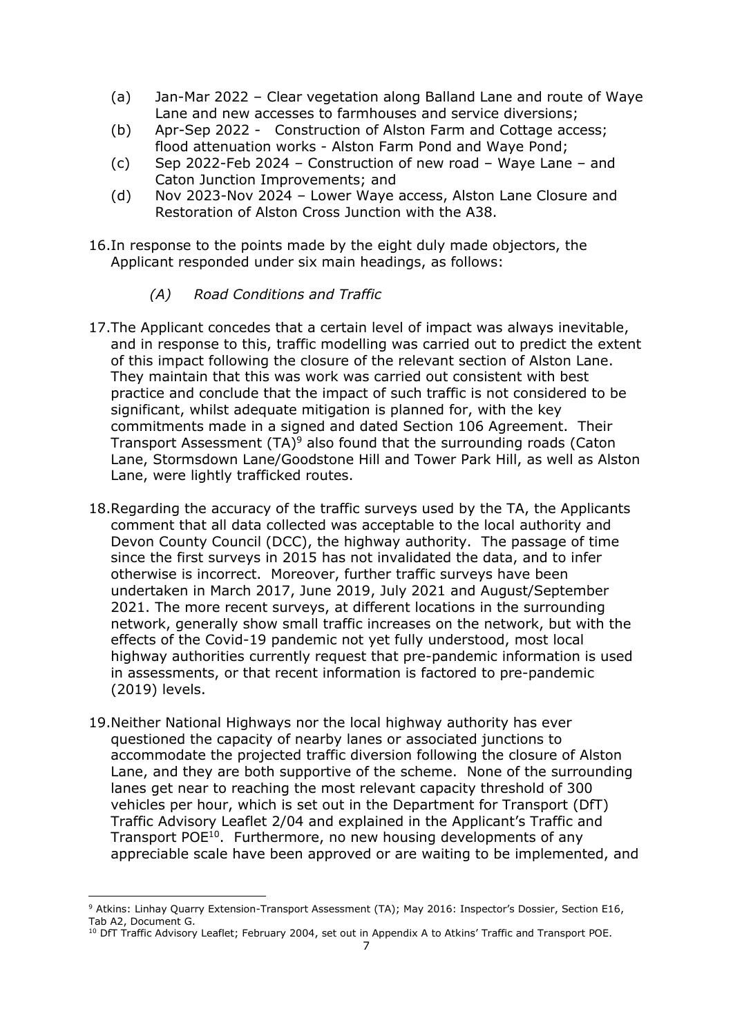(a) Jan-Mar 2022 – Clear vegetation along Balland Lane and route of Waye Lane and new accesses to farmhouses and service diversions;

(b) Apr-Sep 2022 - Construction of Alston Farm and Cottage access; flood attenuation works - Alston Farm Pond and Waye Pond;

(c) Sep 2022-Feb 2024 – Construction of new road – Waye Lane – and Caton Junction Improvements; and

(d) Nov 2023-Nov 2024 – Lower Waye access, Alston Lane Closure and Restoration of Alston Cross Junction with the A38.

16. In response to the points made by the eight duly made objectors, the Applicant responded under six main headings, as follows:

*(A) Road Conditions and Traffic*

17. The Applicant concedes that a certain level of impact was always inevitable, and in response to this, traffic modelling was carried out to predict the extent of this impact following the closure of the relevant section of Alston Lane. They maintain that this was work was carried out consistent with best practice and conclude that the impact of such traffic is not considered to be significant, whilst adequate mitigation is planned for, with the key commitments made in a signed and dated Section 106 Agreement. Their Transport Assessment (TA)[9] also found that the surrounding roads (Caton Lane, Stormsdown Lane/Goodstone Hill and Tower Park Hill, as well as Alston Lane, were lightly trafficked routes.

18. Regarding the accuracy of the traffic surveys used by the TA, the Applicants comment that all data collected was acceptable to the local authority and Devon County Council (DCC), the highway authority. The passage of time since the first surveys in 2015 has not invalidated the data, and to infer otherwise is incorrect. Moreover, further traffic surveys have been undertaken in March 2017, June 2019, July 2021 and August/September 2021. The more recent surveys, at different locations in the surrounding network, generally show small traffic increases on the network, but with the effects of the Covid-19 pandemic not yet fully understood, most local highway authorities currently request that pre-pandemic information is used in assessments, or that recent information is factored to pre-pandemic (2019) levels.

19. Neither National Highways nor the local highway authority has ever questioned the capacity of nearby lanes or associated junctions to accommodate the projected traffic diversion following the closure of Alston Lane, and they are both supportive of the scheme. None of the surrounding lanes get near to reaching the most relevant capacity threshold of 300 vehicles per hour, which is set out in the Department for Transport (DfT) Traffic Advisory Leaflet 2/04 and explained in the Applicant's Traffic and Transport POE[10]. Furthermore, no new housing developments of any appreciable scale have been approved or are waiting to be implemented, and

---

[9] Atkins: Linhay Quarry Extension-Transport Assessment (TA); May 2016: Inspector's Dossier, Section E16, Tab A2, Document G.

[10] DfT Traffic Advisory Leaflet; February 2004, set out in Appendix A to Atkins' Traffic and Transport POE.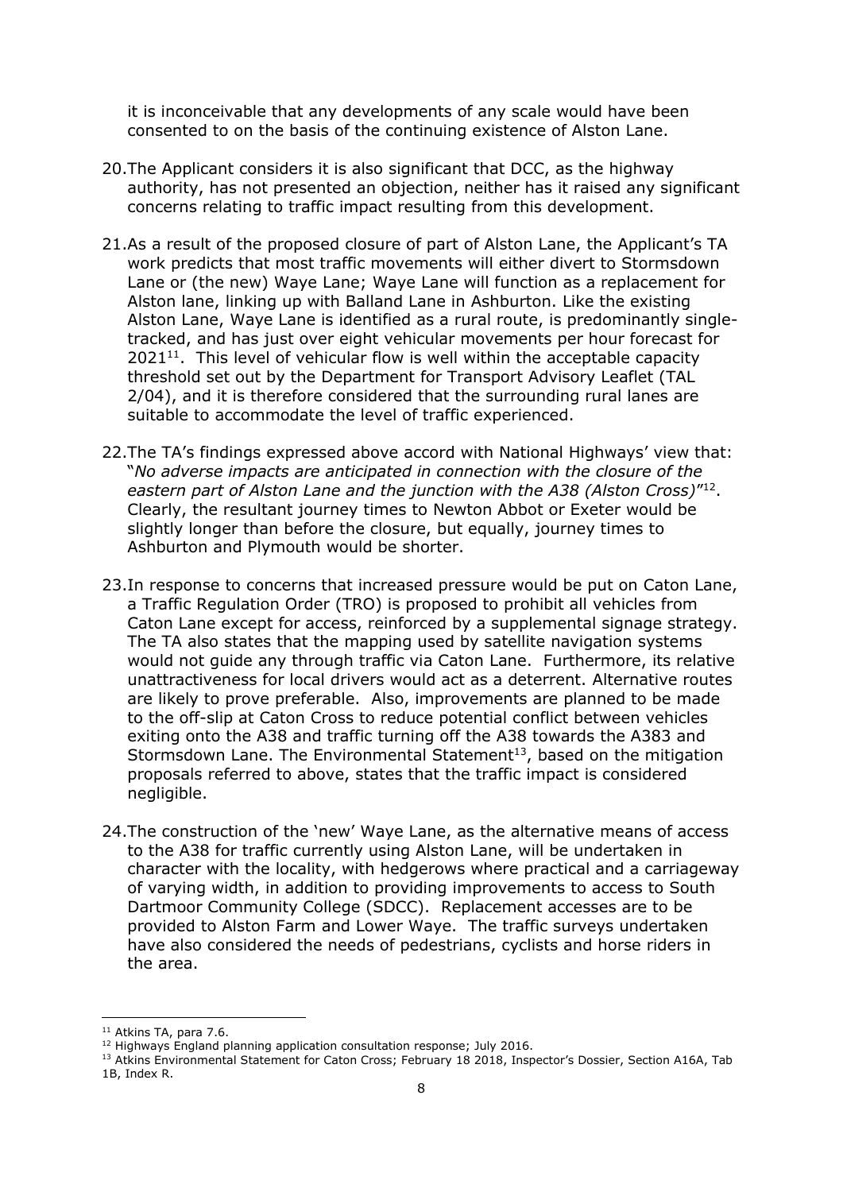it is inconceivable that any developments of any scale would have been consented to on the basis of the continuing existence of Alston Lane.

20. The Applicant considers it is also significant that DCC, as the highway authority, has not presented an objection, neither has it raised any significant concerns relating to traffic impact resulting from this development.

21. As a result of the proposed closure of part of Alston Lane, the Applicant's TA work predicts that most traffic movements will either divert to Stormsdown Lane or (the new) Waye Lane; Waye Lane will function as a replacement for Alston lane, linking up with Balland Lane in Ashburton. Like the existing Alston Lane, Waye Lane is identified as a rural route, is predominantly single-tracked, and has just over eight vehicular movements per hour forecast for 2021[11]. This level of vehicular flow is well within the acceptable capacity threshold set out by the Department for Transport Advisory Leaflet (TAL 2/04), and it is therefore considered that the surrounding rural lanes are suitable to accommodate the level of traffic experienced.

22. The TA's findings expressed above accord with National Highways' view that: "*No adverse impacts are anticipated in connection with the closure of the eastern part of Alston Lane and the junction with the A38 (Alston Cross)*"[12]. Clearly, the resultant journey times to Newton Abbot or Exeter would be slightly longer than before the closure, but equally, journey times to Ashburton and Plymouth would be shorter.

23. In response to concerns that increased pressure would be put on Caton Lane, a Traffic Regulation Order (TRO) is proposed to prohibit all vehicles from Caton Lane except for access, reinforced by a supplemental signage strategy. The TA also states that the mapping used by satellite navigation systems would not guide any through traffic via Caton Lane. Furthermore, its relative unattractiveness for local drivers would act as a deterrent. Alternative routes are likely to prove preferable. Also, improvements are planned to be made to the off-slip at Caton Cross to reduce potential conflict between vehicles exiting onto the A38 and traffic turning off the A38 towards the A383 and Stormsdown Lane. The Environmental Statement[13], based on the mitigation proposals referred to above, states that the traffic impact is considered negligible.

24. The construction of the 'new' Waye Lane, as the alternative means of access to the A38 for traffic currently using Alston Lane, will be undertaken in character with the locality, with hedgerows where practical and a carriageway of varying width, in addition to providing improvements to access to South Dartmoor Community College (SDCC). Replacement accesses are to be provided to Alston Farm and Lower Waye. The traffic surveys undertaken have also considered the needs of pedestrians, cyclists and horse riders in the area.

---

[11] Atkins TA, para 7.6.

[12] Highways England planning application consultation response; July 2016.

[13] Atkins Environmental Statement for Caton Cross; February 18 2018, Inspector's Dossier, Section A16A, Tab 1B, Index R.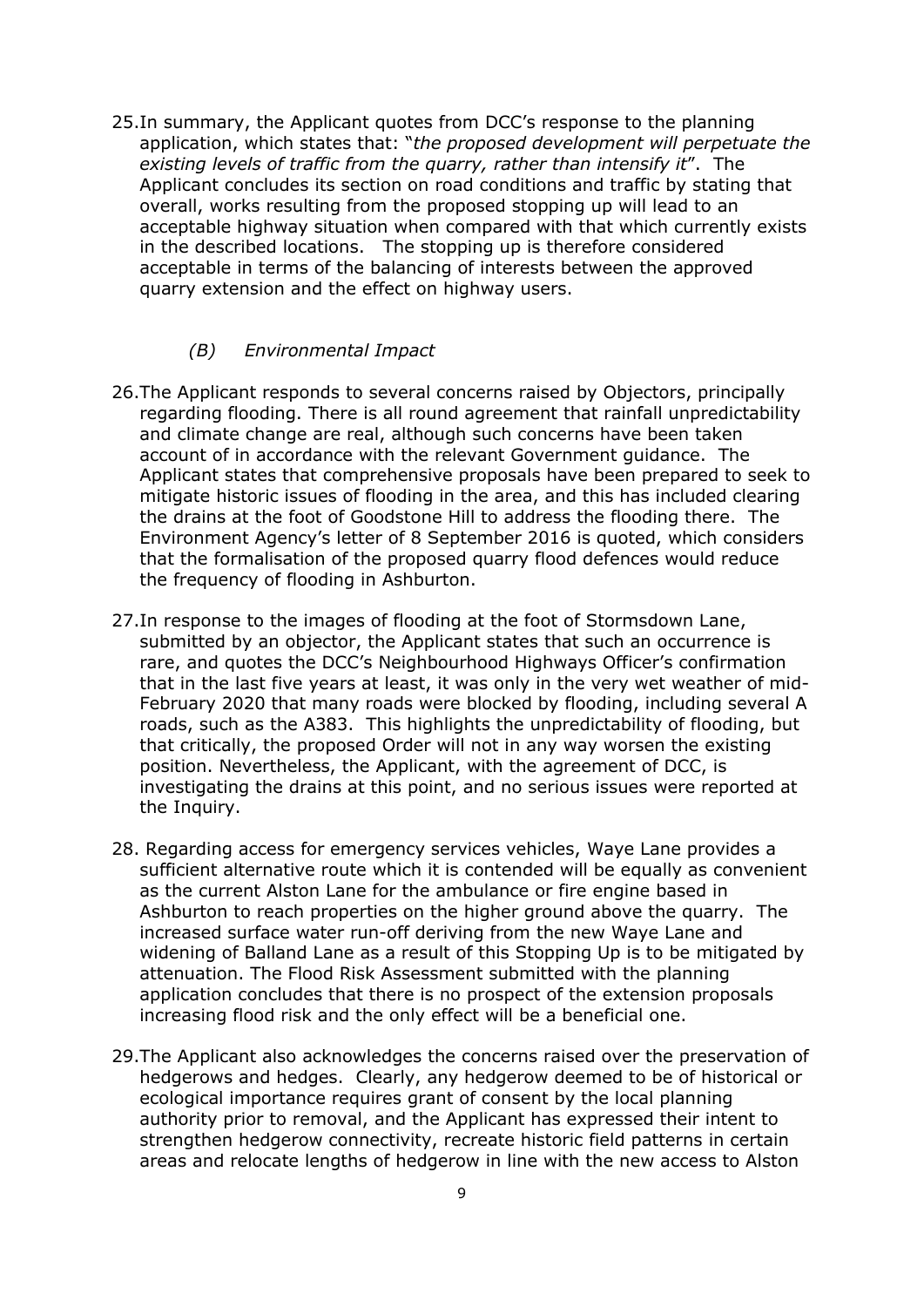25. In summary, the Applicant quotes from DCC's response to the planning application, which states that: "*the proposed development will perpetuate the existing levels of traffic from the quarry, rather than intensify it*". The Applicant concludes its section on road conditions and traffic by stating that overall, works resulting from the proposed stopping up will lead to an acceptable highway situation when compared with that which currently exists in the described locations. The stopping up is therefore considered acceptable in terms of the balancing of interests between the approved quarry extension and the effect on highway users.

*(B) Environmental Impact*

26. The Applicant responds to several concerns raised by Objectors, principally regarding flooding. There is all round agreement that rainfall unpredictability and climate change are real, although such concerns have been taken account of in accordance with the relevant Government guidance. The Applicant states that comprehensive proposals have been prepared to seek to mitigate historic issues of flooding in the area, and this has included clearing the drains at the foot of Goodstone Hill to address the flooding there. The Environment Agency's letter of 8 September 2016 is quoted, which considers that the formalisation of the proposed quarry flood defences would reduce the frequency of flooding in Ashburton.

27. In response to the images of flooding at the foot of Stormsdown Lane, submitted by an objector, the Applicant states that such an occurrence is rare, and quotes the DCC's Neighbourhood Highways Officer's confirmation that in the last five years at least, it was only in the very wet weather of mid-February 2020 that many roads were blocked by flooding, including several A roads, such as the A383. This highlights the unpredictability of flooding, but that critically, the proposed Order will not in any way worsen the existing position. Nevertheless, the Applicant, with the agreement of DCC, is investigating the drains at this point, and no serious issues were reported at the Inquiry.

28. Regarding access for emergency services vehicles, Waye Lane provides a sufficient alternative route which it is contended will be equally as convenient as the current Alston Lane for the ambulance or fire engine based in Ashburton to reach properties on the higher ground above the quarry. The increased surface water run-off deriving from the new Waye Lane and widening of Balland Lane as a result of this Stopping Up is to be mitigated by attenuation. The Flood Risk Assessment submitted with the planning application concludes that there is no prospect of the extension proposals increasing flood risk and the only effect will be a beneficial one.

29. The Applicant also acknowledges the concerns raised over the preservation of hedgerows and hedges. Clearly, any hedgerow deemed to be of historical or ecological importance requires grant of consent by the local planning authority prior to removal, and the Applicant has expressed their intent to strengthen hedgerow connectivity, recreate historic field patterns in certain areas and relocate lengths of hedgerow in line with the new access to Alston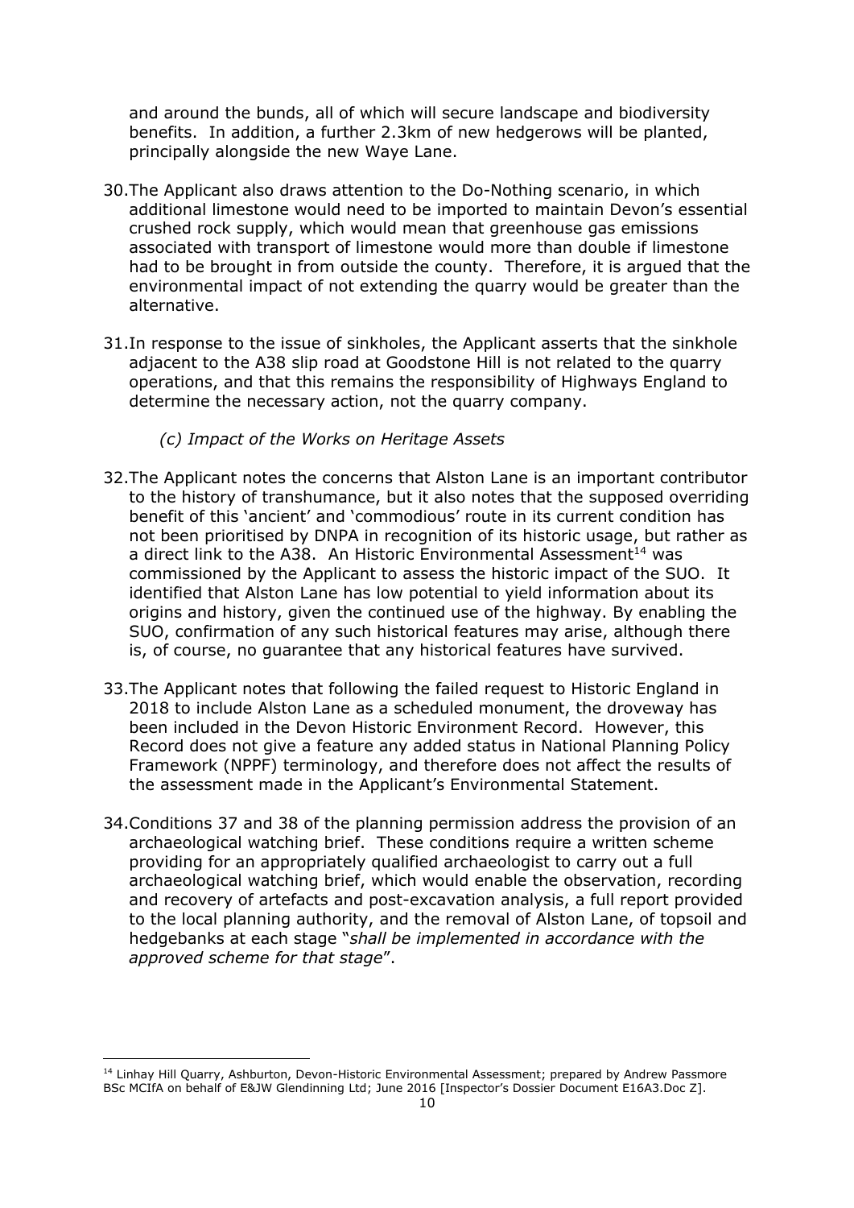and around the bunds, all of which will secure landscape and biodiversity benefits. In addition, a further 2.3km of new hedgerows will be planted, principally alongside the new Waye Lane.

30. The Applicant also draws attention to the Do-Nothing scenario, in which additional limestone would need to be imported to maintain Devon's essential crushed rock supply, which would mean that greenhouse gas emissions associated with transport of limestone would more than double if limestone had to be brought in from outside the county. Therefore, it is argued that the environmental impact of not extending the quarry would be greater than the alternative.

31. In response to the issue of sinkholes, the Applicant asserts that the sinkhole adjacent to the A38 slip road at Goodstone Hill is not related to the quarry operations, and that this remains the responsibility of Highways England to determine the necessary action, not the quarry company.

*(c) Impact of the Works on Heritage Assets*

32. The Applicant notes the concerns that Alston Lane is an important contributor to the history of transhumance, but it also notes that the supposed overriding benefit of this 'ancient' and 'commodious' route in its current condition has not been prioritised by DNPA in recognition of its historic usage, but rather as a direct link to the A38. An Historic Environmental Assessment[14] was commissioned by the Applicant to assess the historic impact of the SUO. It identified that Alston Lane has low potential to yield information about its origins and history, given the continued use of the highway. By enabling the SUO, confirmation of any such historical features may arise, although there is, of course, no guarantee that any historical features have survived.

33. The Applicant notes that following the failed request to Historic England in 2018 to include Alston Lane as a scheduled monument, the droveway has been included in the Devon Historic Environment Record. However, this Record does not give a feature any added status in National Planning Policy Framework (NPPF) terminology, and therefore does not affect the results of the assessment made in the Applicant's Environmental Statement.

34. Conditions 37 and 38 of the planning permission address the provision of an archaeological watching brief. These conditions require a written scheme providing for an appropriately qualified archaeologist to carry out a full archaeological watching brief, which would enable the observation, recording and recovery of artefacts and post-excavation analysis, a full report provided to the local planning authority, and the removal of Alston Lane, of topsoil and hedgebanks at each stage "*shall be implemented in accordance with the approved scheme for that stage*".

[14] Linhay Hill Quarry, Ashburton, Devon-Historic Environmental Assessment; prepared by Andrew Passmore BSc MCIfA on behalf of E&JW Glendinning Ltd; June 2016 [Inspector's Dossier Document E16A3.Doc Z].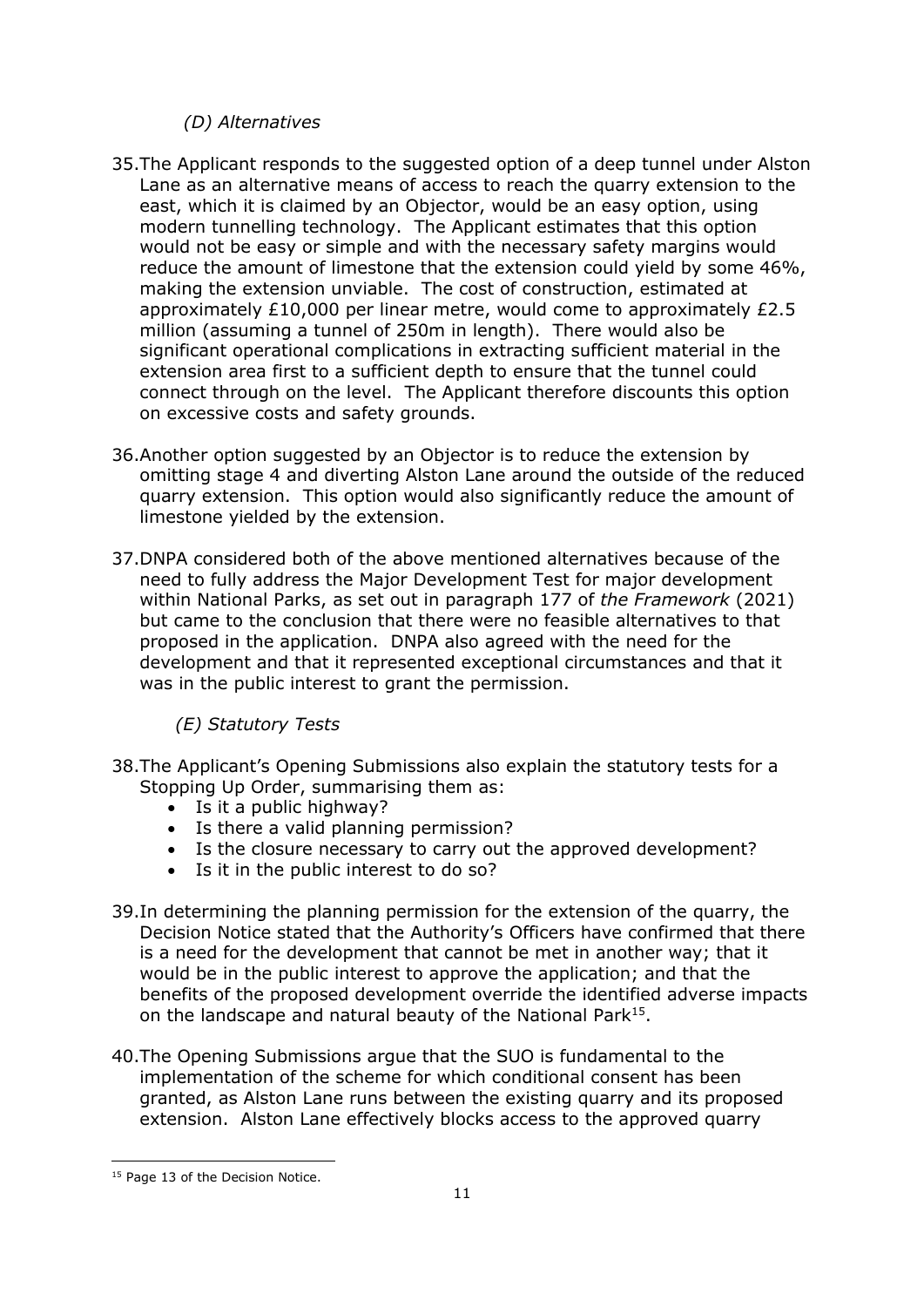### *(D) Alternatives*

35. The Applicant responds to the suggested option of a deep tunnel under Alston Lane as an alternative means of access to reach the quarry extension to the east, which it is claimed by an Objector, would be an easy option, using modern tunnelling technology. The Applicant estimates that this option would not be easy or simple and with the necessary safety margins would reduce the amount of limestone that the extension could yield by some 46%, making the extension unviable. The cost of construction, estimated at approximately £10,000 per linear metre, would come to approximately £2.5 million (assuming a tunnel of 250m in length). There would also be significant operational complications in extracting sufficient material in the extension area first to a sufficient depth to ensure that the tunnel could connect through on the level. The Applicant therefore discounts this option on excessive costs and safety grounds.

36. Another option suggested by an Objector is to reduce the extension by omitting stage 4 and diverting Alston Lane around the outside of the reduced quarry extension. This option would also significantly reduce the amount of limestone yielded by the extension.

37. DNPA considered both of the above mentioned alternatives because of the need to fully address the Major Development Test for major development within National Parks, as set out in paragraph 177 of *the Framework* (2021) but came to the conclusion that there were no feasible alternatives to that proposed in the application. DNPA also agreed with the need for the development and that it represented exceptional circumstances and that it was in the public interest to grant the permission.

### *(E) Statutory Tests*

38. The Applicant's Opening Submissions also explain the statutory tests for a Stopping Up Order, summarising them as:
    - Is it a public highway?
    - Is there a valid planning permission?
    - Is the closure necessary to carry out the approved development?
    - Is it in the public interest to do so?

39. In determining the planning permission for the extension of the quarry, the Decision Notice stated that the Authority's Officers have confirmed that there is a need for the development that cannot be met in another way; that it would be in the public interest to approve the application; and that the benefits of the proposed development override the identified adverse impacts on the landscape and natural beauty of the National Park[15].

40. The Opening Submissions argue that the SUO is fundamental to the implementation of the scheme for which conditional consent has been granted, as Alston Lane runs between the existing quarry and its proposed extension. Alston Lane effectively blocks access to the approved quarry

---

[15] Page 13 of the Decision Notice.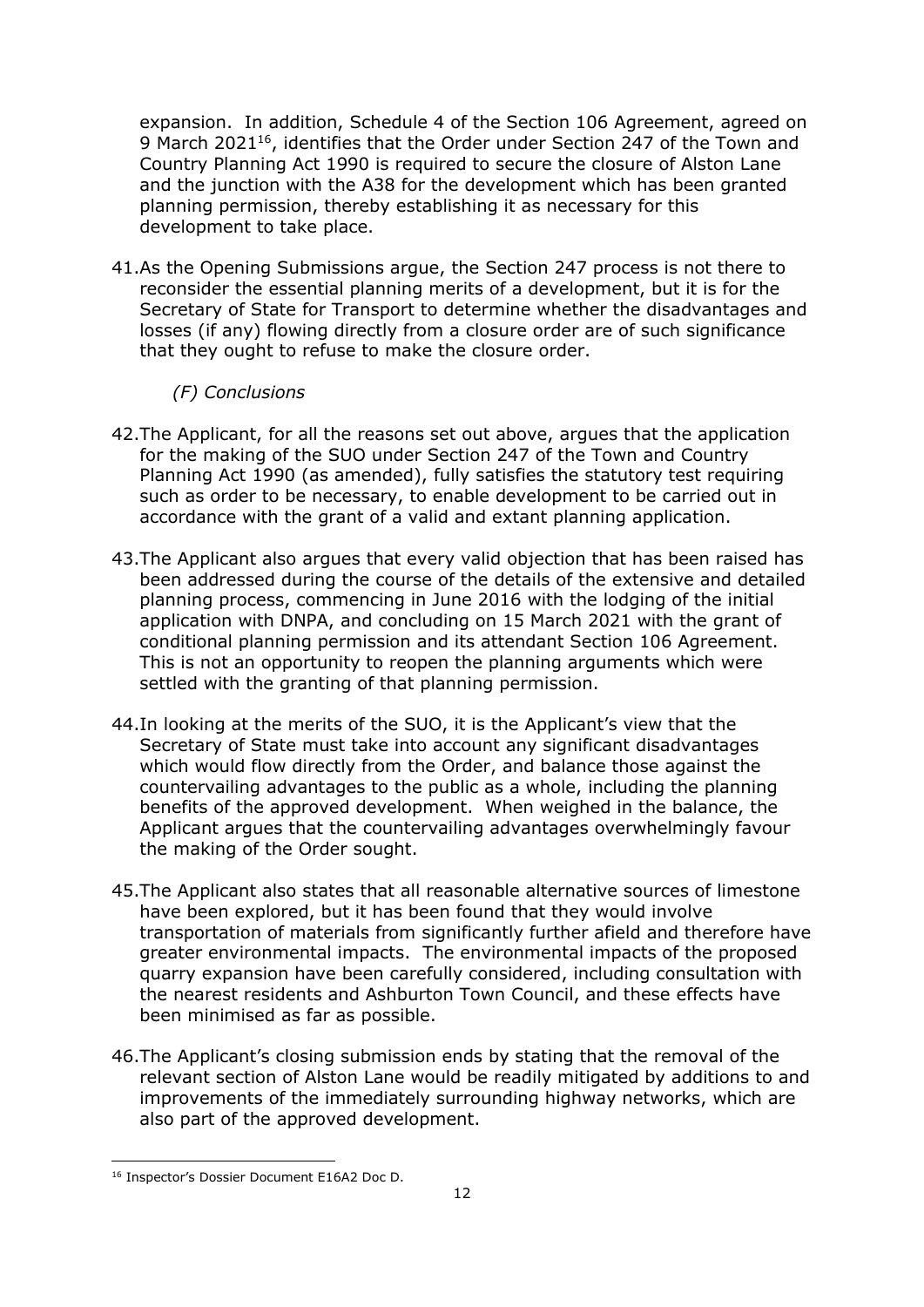expansion. In addition, Schedule 4 of the Section 106 Agreement, agreed on 9 March 2021[16], identifies that the Order under Section 247 of the Town and Country Planning Act 1990 is required to secure the closure of Alston Lane and the junction with the A38 for the development which has been granted planning permission, thereby establishing it as necessary for this development to take place.

41. As the Opening Submissions argue, the Section 247 process is not there to reconsider the essential planning merits of a development, but it is for the Secretary of State for Transport to determine whether the disadvantages and losses (if any) flowing directly from a closure order are of such significance that they ought to refuse to make the closure order.

*(F) Conclusions*

42. The Applicant, for all the reasons set out above, argues that the application for the making of the SUO under Section 247 of the Town and Country Planning Act 1990 (as amended), fully satisfies the statutory test requiring such as order to be necessary, to enable development to be carried out in accordance with the grant of a valid and extant planning application.

43. The Applicant also argues that every valid objection that has been raised has been addressed during the course of the details of the extensive and detailed planning process, commencing in June 2016 with the lodging of the initial application with DNPA, and concluding on 15 March 2021 with the grant of conditional planning permission and its attendant Section 106 Agreement. This is not an opportunity to reopen the planning arguments which were settled with the granting of that planning permission.

44. In looking at the merits of the SUO, it is the Applicant's view that the Secretary of State must take into account any significant disadvantages which would flow directly from the Order, and balance those against the countervailing advantages to the public as a whole, including the planning benefits of the approved development. When weighed in the balance, the Applicant argues that the countervailing advantages overwhelmingly favour the making of the Order sought.

45. The Applicant also states that all reasonable alternative sources of limestone have been explored, but it has been found that they would involve transportation of materials from significantly further afield and therefore have greater environmental impacts. The environmental impacts of the proposed quarry expansion have been carefully considered, including consultation with the nearest residents and Ashburton Town Council, and these effects have been minimised as far as possible.

46. The Applicant's closing submission ends by stating that the removal of the relevant section of Alston Lane would be readily mitigated by additions to and improvements of the immediately surrounding highway networks, which are also part of the approved development.

---

[16] Inspector's Dossier Document E16A2 Doc D.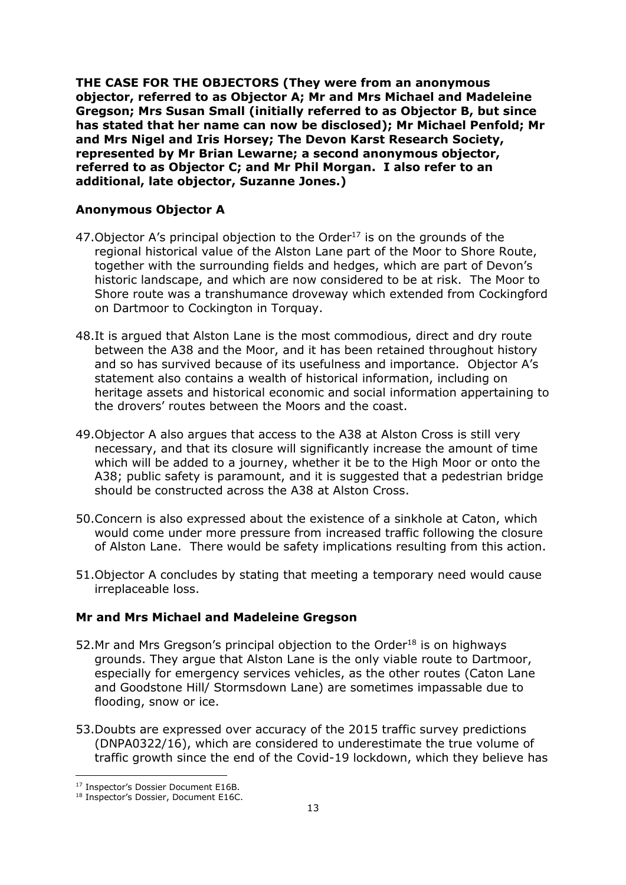**THE CASE FOR THE OBJECTORS (They were from an anonymous objector, referred to as Objector A; Mr and Mrs Michael and Madeleine Gregson; Mrs Susan Small (initially referred to as Objector B, but since has stated that her name can now be disclosed); Mr Michael Penfold; Mr and Mrs Nigel and Iris Horsey; The Devon Karst Research Society, represented by Mr Brian Lewarne; a second anonymous objector, referred to as Objector C; and Mr Phil Morgan. I also refer to an additional, late objector, Suzanne Jones.)**

## Anonymous Objector A

47. Objector A's principal objection to the Order[17] is on the grounds of the regional historical value of the Alston Lane part of the Moor to Shore Route, together with the surrounding fields and hedges, which are part of Devon's historic landscape, and which are now considered to be at risk. The Moor to Shore route was a transhumance droveway which extended from Cockingford on Dartmoor to Cockington in Torquay.

48. It is argued that Alston Lane is the most commodious, direct and dry route between the A38 and the Moor, and it has been retained throughout history and so has survived because of its usefulness and importance. Objector A's statement also contains a wealth of historical information, including on heritage assets and historical economic and social information appertaining to the drovers' routes between the Moors and the coast.

49. Objector A also argues that access to the A38 at Alston Cross is still very necessary, and that its closure will significantly increase the amount of time which will be added to a journey, whether it be to the High Moor or onto the A38; public safety is paramount, and it is suggested that a pedestrian bridge should be constructed across the A38 at Alston Cross.

50. Concern is also expressed about the existence of a sinkhole at Caton, which would come under more pressure from increased traffic following the closure of Alston Lane. There would be safety implications resulting from this action.

51. Objector A concludes by stating that meeting a temporary need would cause irreplaceable loss.

## Mr and Mrs Michael and Madeleine Gregson

52. Mr and Mrs Gregson's principal objection to the Order[18] is on highways grounds. They argue that Alston Lane is the only viable route to Dartmoor, especially for emergency services vehicles, as the other routes (Caton Lane and Goodstone Hill/ Stormsdown Lane) are sometimes impassable due to flooding, snow or ice.

53. Doubts are expressed over accuracy of the 2015 traffic survey predictions (DNPA0322/16), which are considered to underestimate the true volume of traffic growth since the end of the Covid-19 lockdown, which they believe has

---

[17] Inspector's Dossier Document E16B.

[18] Inspector's Dossier, Document E16C.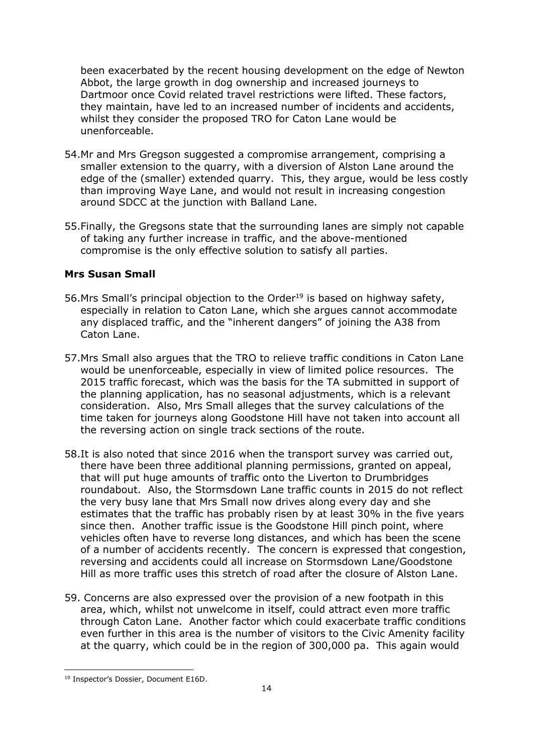been exacerbated by the recent housing development on the edge of Newton Abbot, the large growth in dog ownership and increased journeys to Dartmoor once Covid related travel restrictions were lifted. These factors, they maintain, have led to an increased number of incidents and accidents, whilst they consider the proposed TRO for Caton Lane would be unenforceable.

54. Mr and Mrs Gregson suggested a compromise arrangement, comprising a smaller extension to the quarry, with a diversion of Alston Lane around the edge of the (smaller) extended quarry. This, they argue, would be less costly than improving Waye Lane, and would not result in increasing congestion around SDCC at the junction with Balland Lane.

55. Finally, the Gregsons state that the surrounding lanes are simply not capable of taking any further increase in traffic, and the above-mentioned compromise is the only effective solution to satisfy all parties.

**Mrs Susan Small**

56. Mrs Small's principal objection to the Order[19] is based on highway safety, especially in relation to Caton Lane, which she argues cannot accommodate any displaced traffic, and the "inherent dangers" of joining the A38 from Caton Lane.

57. Mrs Small also argues that the TRO to relieve traffic conditions in Caton Lane would be unenforceable, especially in view of limited police resources. The 2015 traffic forecast, which was the basis for the TA submitted in support of the planning application, has no seasonal adjustments, which is a relevant consideration. Also, Mrs Small alleges that the survey calculations of the time taken for journeys along Goodstone Hill have not taken into account all the reversing action on single track sections of the route.

58. It is also noted that since 2016 when the transport survey was carried out, there have been three additional planning permissions, granted on appeal, that will put huge amounts of traffic onto the Liverton to Drumbridges roundabout. Also, the Stormsdown Lane traffic counts in 2015 do not reflect the very busy lane that Mrs Small now drives along every day and she estimates that the traffic has probably risen by at least 30% in the five years since then. Another traffic issue is the Goodstone Hill pinch point, where vehicles often have to reverse long distances, and which has been the scene of a number of accidents recently. The concern is expressed that congestion, reversing and accidents could all increase on Stormsdown Lane/Goodstone Hill as more traffic uses this stretch of road after the closure of Alston Lane.

59. Concerns are also expressed over the provision of a new footpath in this area, which, whilst not unwelcome in itself, could attract even more traffic through Caton Lane. Another factor which could exacerbate traffic conditions even further in this area is the number of visitors to the Civic Amenity facility at the quarry, which could be in the region of 300,000 pa. This again would

[19] Inspector's Dossier, Document E16D.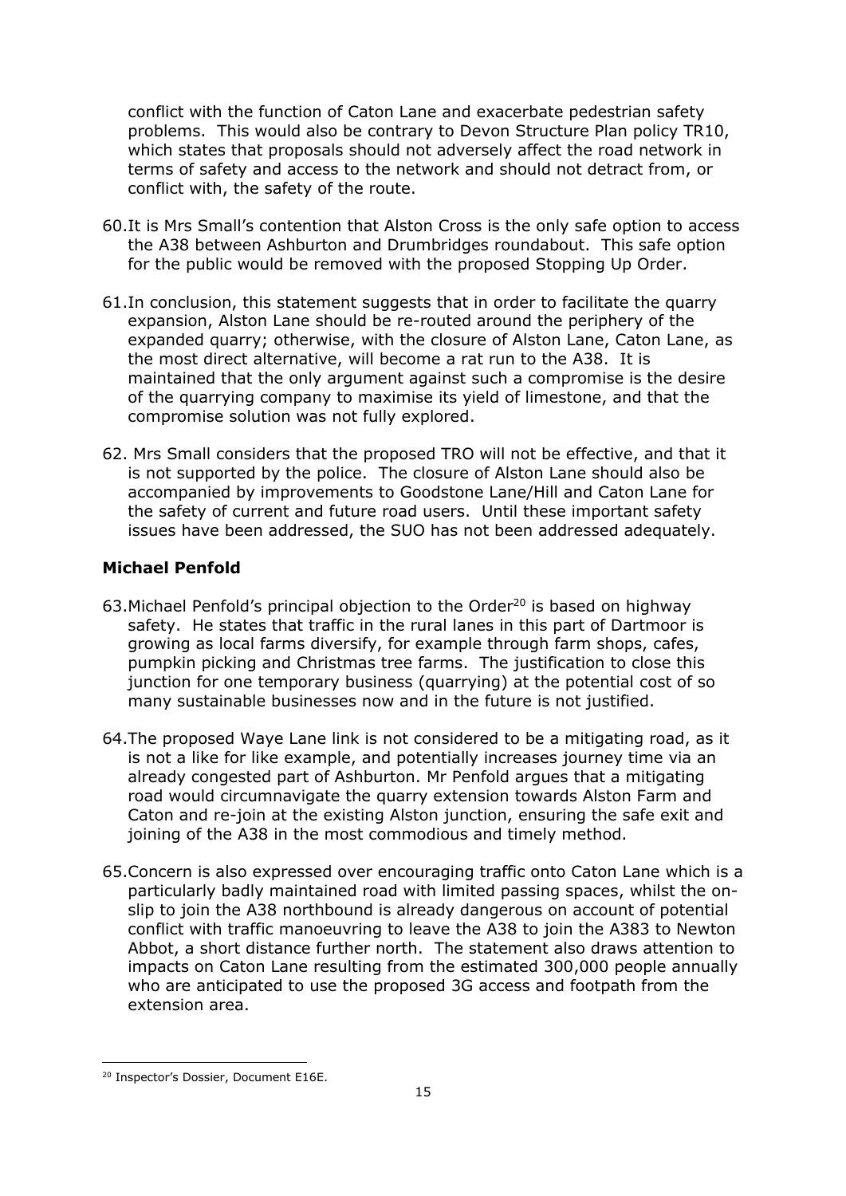conflict with the function of Caton Lane and exacerbate pedestrian safety problems. This would also be contrary to Devon Structure Plan policy TR10, which states that proposals should not adversely affect the road network in terms of safety and access to the network and should not detract from, or conflict with, the safety of the route.

60. It is Mrs Small's contention that Alston Cross is the only safe option to access the A38 between Ashburton and Drumbridges roundabout. This safe option for the public would be removed with the proposed Stopping Up Order.

61. In conclusion, this statement suggests that in order to facilitate the quarry expansion, Alston Lane should be re-routed around the periphery of the expanded quarry; otherwise, with the closure of Alston Lane, Caton Lane, as the most direct alternative, will become a rat run to the A38. It is maintained that the only argument against such a compromise is the desire of the quarrying company to maximise its yield of limestone, and that the compromise solution was not fully explored.

62. Mrs Small considers that the proposed TRO will not be effective, and that it is not supported by the police. The closure of Alston Lane should also be accompanied by improvements to Goodstone Lane/Hill and Caton Lane for the safety of current and future road users. Until these important safety issues have been addressed, the SUO has not been addressed adequately.

### Michael Penfold

63. Michael Penfold's principal objection to the Order[20] is based on highway safety. He states that traffic in the rural lanes in this part of Dartmoor is growing as local farms diversify, for example through farm shops, cafes, pumpkin picking and Christmas tree farms. The justification to close this junction for one temporary business (quarrying) at the potential cost of so many sustainable businesses now and in the future is not justified.

64. The proposed Waye Lane link is not considered to be a mitigating road, as it is not a like for like example, and potentially increases journey time via an already congested part of Ashburton. Mr Penfold argues that a mitigating road would circumnavigate the quarry extension towards Alston Farm and Caton and re-join at the existing Alston junction, ensuring the safe exit and joining of the A38 in the most commodious and timely method.

65. Concern is also expressed over encouraging traffic onto Caton Lane which is a particularly badly maintained road with limited passing spaces, whilst the on-slip to join the A38 northbound is already dangerous on account of potential conflict with traffic manoeuvring to leave the A38 to join the A383 to Newton Abbot, a short distance further north. The statement also draws attention to impacts on Caton Lane resulting from the estimated 300,000 people annually who are anticipated to use the proposed 3G access and footpath from the extension area.

---

[20] Inspector's Dossier, Document E16E.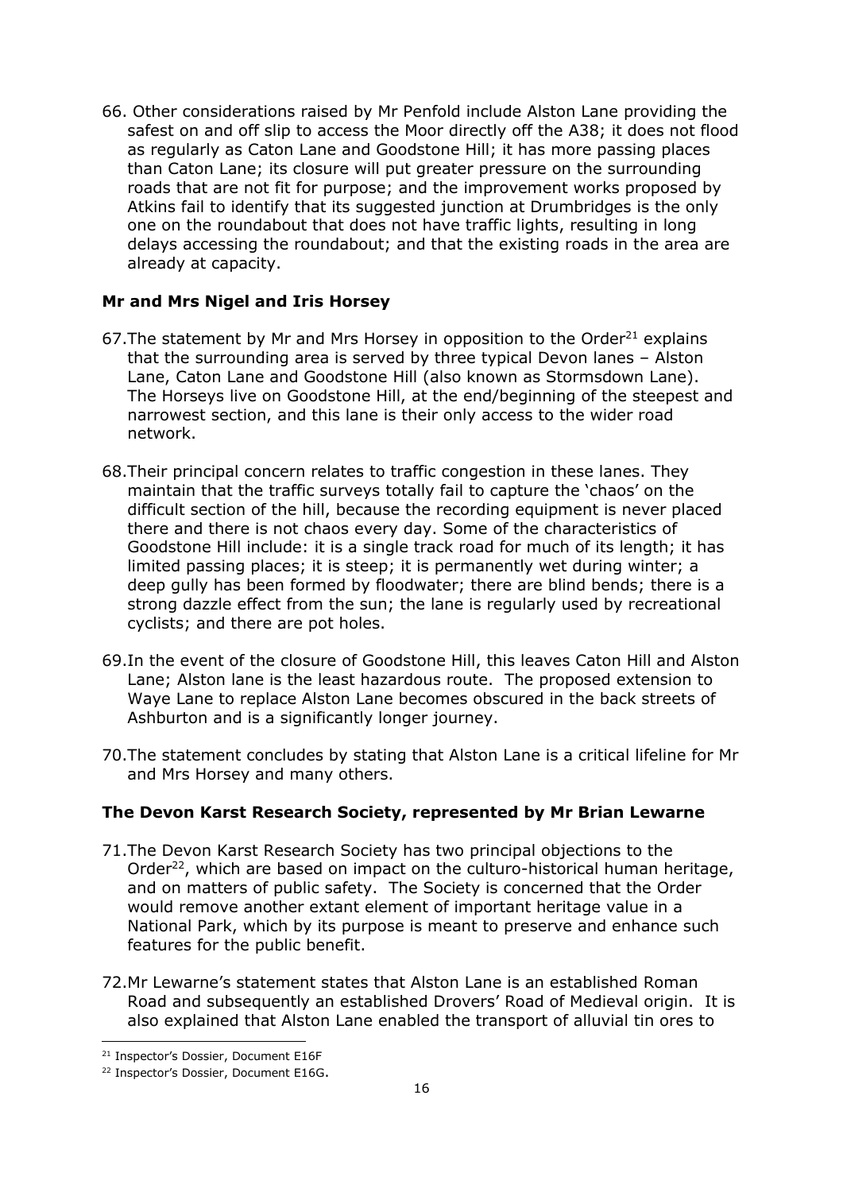66. Other considerations raised by Mr Penfold include Alston Lane providing the safest on and off slip to access the Moor directly off the A38; it does not flood as regularly as Caton Lane and Goodstone Hill; it has more passing places than Caton Lane; its closure will put greater pressure on the surrounding roads that are not fit for purpose; and the improvement works proposed by Atkins fail to identify that its suggested junction at Drumbridges is the only one on the roundabout that does not have traffic lights, resulting in long delays accessing the roundabout; and that the existing roads in the area are already at capacity.

**Mr and Mrs Nigel and Iris Horsey**

67. The statement by Mr and Mrs Horsey in opposition to the Order[21] explains that the surrounding area is served by three typical Devon lanes – Alston Lane, Caton Lane and Goodstone Hill (also known as Stormsdown Lane). The Horseys live on Goodstone Hill, at the end/beginning of the steepest and narrowest section, and this lane is their only access to the wider road network.

68. Their principal concern relates to traffic congestion in these lanes. They maintain that the traffic surveys totally fail to capture the 'chaos' on the difficult section of the hill, because the recording equipment is never placed there and there is not chaos every day. Some of the characteristics of Goodstone Hill include: it is a single track road for much of its length; it has limited passing places; it is steep; it is permanently wet during winter; a deep gully has been formed by floodwater; there are blind bends; there is a strong dazzle effect from the sun; the lane is regularly used by recreational cyclists; and there are pot holes.

69. In the event of the closure of Goodstone Hill, this leaves Caton Hill and Alston Lane; Alston lane is the least hazardous route. The proposed extension to Waye Lane to replace Alston Lane becomes obscured in the back streets of Ashburton and is a significantly longer journey.

70. The statement concludes by stating that Alston Lane is a critical lifeline for Mr and Mrs Horsey and many others.

**The Devon Karst Research Society, represented by Mr Brian Lewarne**

71. The Devon Karst Research Society has two principal objections to the Order[22], which are based on impact on the culturo-historical human heritage, and on matters of public safety. The Society is concerned that the Order would remove another extant element of important heritage value in a National Park, which by its purpose is meant to preserve and enhance such features for the public benefit.

72. Mr Lewarne's statement states that Alston Lane is an established Roman Road and subsequently an established Drovers' Road of Medieval origin. It is also explained that Alston Lane enabled the transport of alluvial tin ores to

---

[21] Inspector's Dossier, Document E16F

[22] Inspector's Dossier, Document E16G.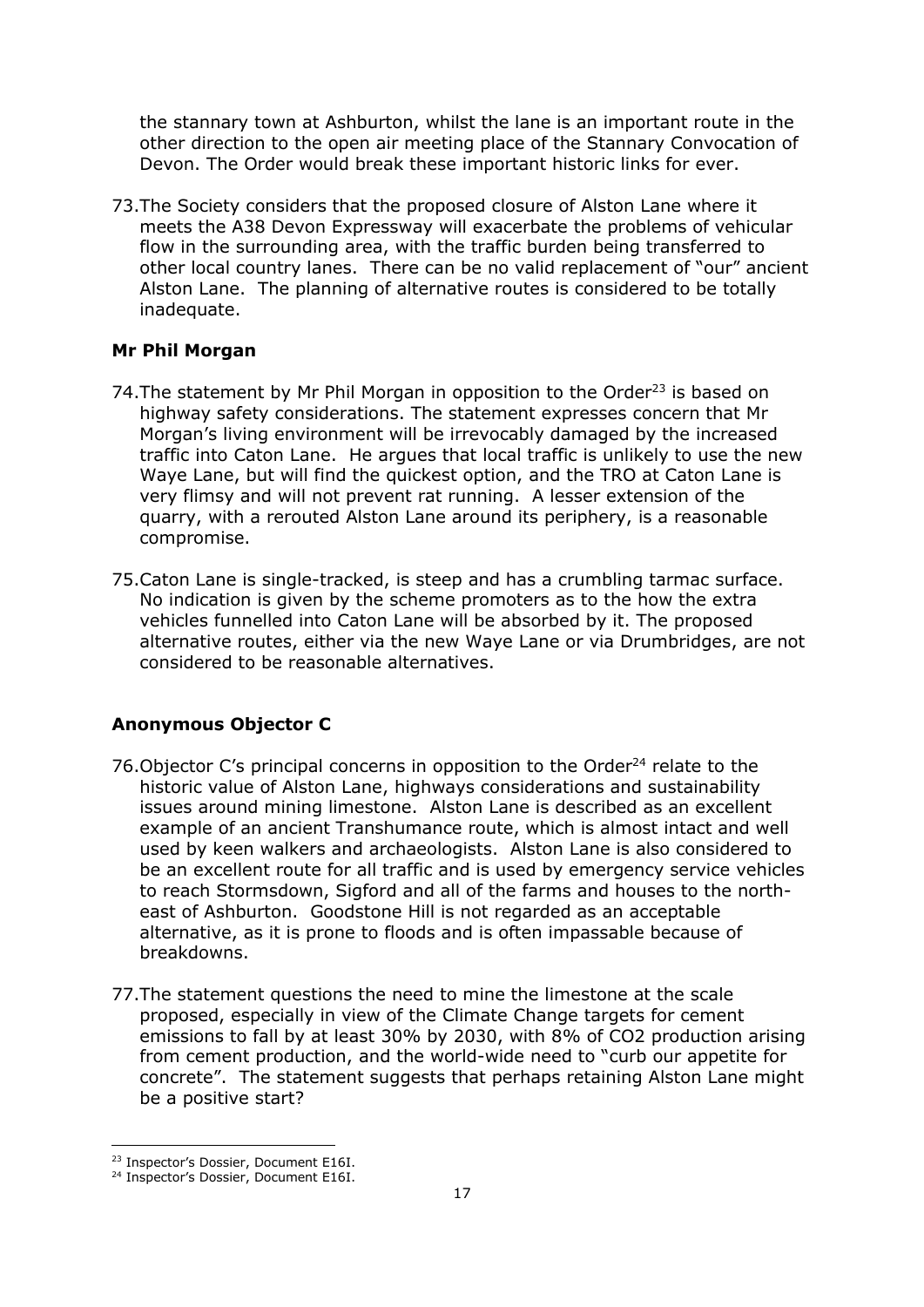the stannary town at Ashburton, whilst the lane is an important route in the other direction to the open air meeting place of the Stannary Convocation of Devon. The Order would break these important historic links for ever.

73. The Society considers that the proposed closure of Alston Lane where it meets the A38 Devon Expressway will exacerbate the problems of vehicular flow in the surrounding area, with the traffic burden being transferred to other local country lanes. There can be no valid replacement of "our" ancient Alston Lane. The planning of alternative routes is considered to be totally inadequate.

**Mr Phil Morgan**

74. The statement by Mr Phil Morgan in opposition to the Order[23] is based on highway safety considerations. The statement expresses concern that Mr Morgan's living environment will be irrevocably damaged by the increased traffic into Caton Lane. He argues that local traffic is unlikely to use the new Waye Lane, but will find the quickest option, and the TRO at Caton Lane is very flimsy and will not prevent rat running. A lesser extension of the quarry, with a rerouted Alston Lane around its periphery, is a reasonable compromise.

75. Caton Lane is single-tracked, is steep and has a crumbling tarmac surface. No indication is given by the scheme promoters as to the how the extra vehicles funnelled into Caton Lane will be absorbed by it. The proposed alternative routes, either via the new Waye Lane or via Drumbridges, are not considered to be reasonable alternatives.

**Anonymous Objector C**

76. Objector C's principal concerns in opposition to the Order[24] relate to the historic value of Alston Lane, highways considerations and sustainability issues around mining limestone. Alston Lane is described as an excellent example of an ancient Transhumance route, which is almost intact and well used by keen walkers and archaeologists. Alston Lane is also considered to be an excellent route for all traffic and is used by emergency service vehicles to reach Stormsdown, Sigford and all of the farms and houses to the north-east of Ashburton. Goodstone Hill is not regarded as an acceptable alternative, as it is prone to floods and is often impassable because of breakdowns.

77. The statement questions the need to mine the limestone at the scale proposed, especially in view of the Climate Change targets for cement emissions to fall by at least 30% by 2030, with 8% of $CO_2$ production arising from cement production, and the world-wide need to "curb our appetite for concrete". The statement suggests that perhaps retaining Alston Lane might be a positive start?

---

[23] Inspector's Dossier, Document E16I.

[24] Inspector's Dossier, Document E16I.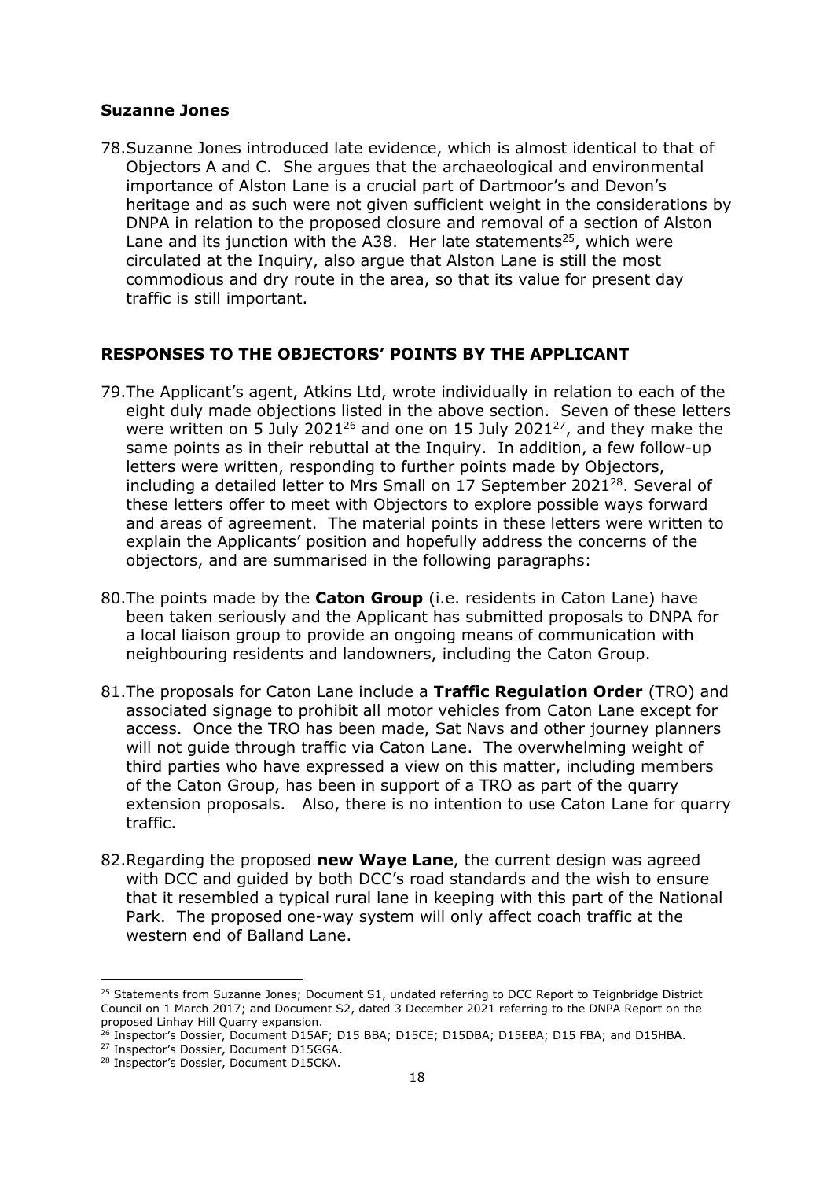### Suzanne Jones

78. Suzanne Jones introduced late evidence, which is almost identical to that of Objectors A and C. She argues that the archaeological and environmental importance of Alston Lane is a crucial part of Dartmoor's and Devon's heritage and as such were not given sufficient weight in the considerations by DNPA in relation to the proposed closure and removal of a section of Alston Lane and its junction with the A38. Her late statements[25], which were circulated at the Inquiry, also argue that Alston Lane is still the most commodious and dry route in the area, so that its value for present day traffic is still important.

## RESPONSES TO THE OBJECTORS' POINTS BY THE APPLICANT

79. The Applicant's agent, Atkins Ltd, wrote individually in relation to each of the eight duly made objections listed in the above section. Seven of these letters were written on 5 July 2021[26] and one on 15 July 2021[27], and they make the same points as in their rebuttal at the Inquiry. In addition, a few follow-up letters were written, responding to further points made by Objectors, including a detailed letter to Mrs Small on 17 September 2021[28]. Several of these letters offer to meet with Objectors to explore possible ways forward and areas of agreement. The material points in these letters were written to explain the Applicants' position and hopefully address the concerns of the objectors, and are summarised in the following paragraphs:

80. The points made by the **Caton Group** (i.e. residents in Caton Lane) have been taken seriously and the Applicant has submitted proposals to DNPA for a local liaison group to provide an ongoing means of communication with neighbouring residents and landowners, including the Caton Group.

81. The proposals for Caton Lane include a **Traffic Regulation Order** (TRO) and associated signage to prohibit all motor vehicles from Caton Lane except for access. Once the TRO has been made, Sat Navs and other journey planners will not guide through traffic via Caton Lane. The overwhelming weight of third parties who have expressed a view on this matter, including members of the Caton Group, has been in support of a TRO as part of the quarry extension proposals. Also, there is no intention to use Caton Lane for quarry traffic.

82. Regarding the proposed **new Waye Lane**, the current design was agreed with DCC and guided by both DCC's road standards and the wish to ensure that it resembled a typical rural lane in keeping with this part of the National Park. The proposed one-way system will only affect coach traffic at the western end of Balland Lane.

---

[25] Statements from Suzanne Jones; Document S1, undated referring to DCC Report to Teignbridge District Council on 1 March 2017; and Document S2, dated 3 December 2021 referring to the DNPA Report on the proposed Linhay Hill Quarry expansion.

[26] Inspector's Dossier, Document D15AF; D15 BBA; D15CE; D15DBA; D15EBA; D15 FBA; and D15HBA.

[27] Inspector's Dossier, Document D15GGA.

[28] Inspector's Dossier, Document D15CKA.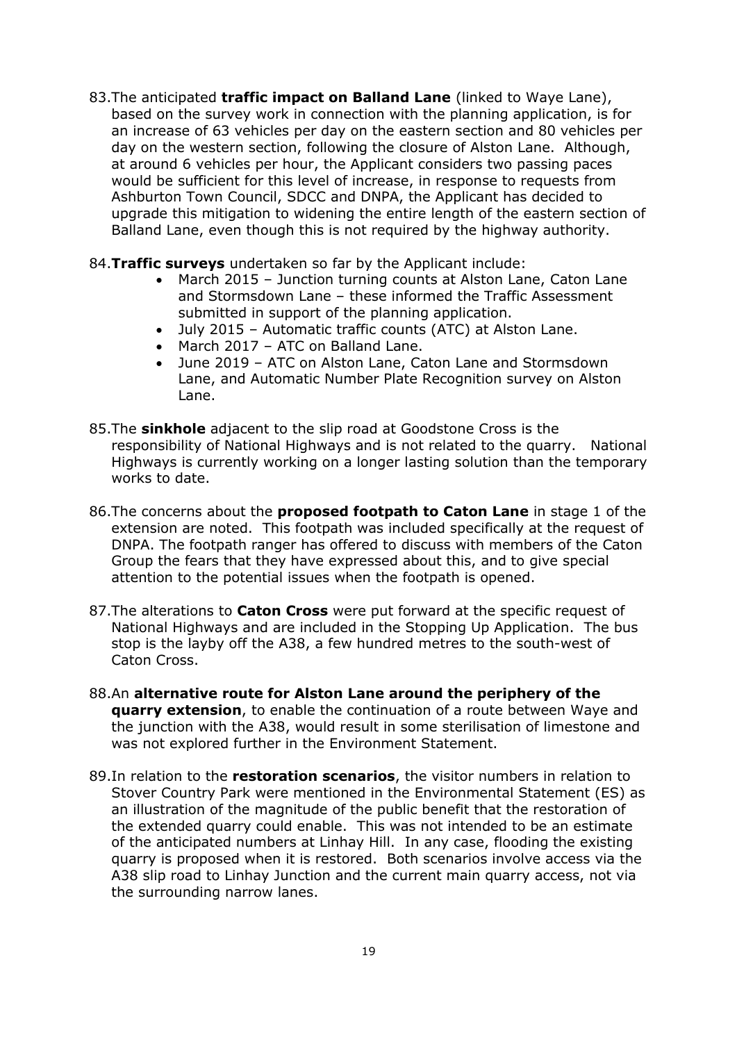83. The anticipated **traffic impact on Balland Lane** (linked to Waye Lane), based on the survey work in connection with the planning application, is for an increase of 63 vehicles per day on the eastern section and 80 vehicles per day on the western section, following the closure of Alston Lane. Although, at around 6 vehicles per hour, the Applicant considers two passing paces would be sufficient for this level of increase, in response to requests from Ashburton Town Council, SDCC and DNPA, the Applicant has decided to upgrade this mitigation to widening the entire length of the eastern section of Balland Lane, even though this is not required by the highway authority.

84. **Traffic surveys** undertaken so far by the Applicant include:
    - March 2015 – Junction turning counts at Alston Lane, Caton Lane and Stormsdown Lane – these informed the Traffic Assessment submitted in support of the planning application.
    - July 2015 – Automatic traffic counts (ATC) at Alston Lane.
    - March 2017 – ATC on Balland Lane.
    - June 2019 – ATC on Alston Lane, Caton Lane and Stormsdown Lane, and Automatic Number Plate Recognition survey on Alston Lane.

85. The **sinkhole** adjacent to the slip road at Goodstone Cross is the responsibility of National Highways and is not related to the quarry. National Highways is currently working on a longer lasting solution than the temporary works to date.

86. The concerns about the **proposed footpath to Caton Lane** in stage 1 of the extension are noted. This footpath was included specifically at the request of DNPA. The footpath ranger has offered to discuss with members of the Caton Group the fears that they have expressed about this, and to give special attention to the potential issues when the footpath is opened.

87. The alterations to **Caton Cross** were put forward at the specific request of National Highways and are included in the Stopping Up Application. The bus stop is the layby off the A38, a few hundred metres to the south-west of Caton Cross.

88. An **alternative route for Alston Lane around the periphery of the quarry extension**, to enable the continuation of a route between Waye and the junction with the A38, would result in some sterilisation of limestone and was not explored further in the Environment Statement.

89. In relation to the **restoration scenarios**, the visitor numbers in relation to Stover Country Park were mentioned in the Environmental Statement (ES) as an illustration of the magnitude of the public benefit that the restoration of the extended quarry could enable. This was not intended to be an estimate of the anticipated numbers at Linhay Hill. In any case, flooding the existing quarry is proposed when it is restored. Both scenarios involve access via the A38 slip road to Linhay Junction and the current main quarry access, not via the surrounding narrow lanes.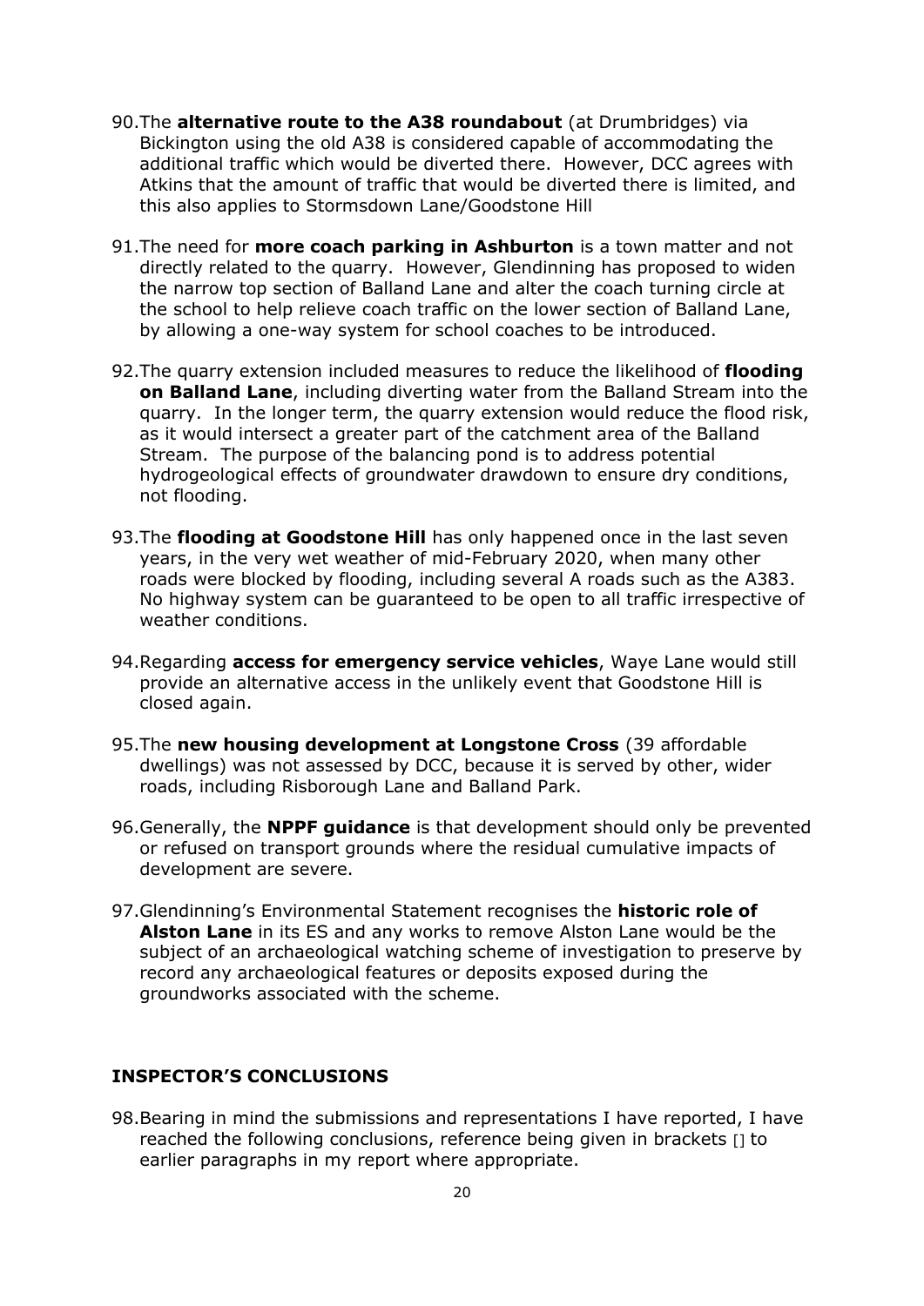90. The **alternative route to the A38 roundabout** (at Drumbridges) via Bickington using the old A38 is considered capable of accommodating the additional traffic which would be diverted there. However, DCC agrees with Atkins that the amount of traffic that would be diverted there is limited, and this also applies to Stormsdown Lane/Goodstone Hill

91. The need for **more coach parking in Ashburton** is a town matter and not directly related to the quarry. However, Glendinning has proposed to widen the narrow top section of Balland Lane and alter the coach turning circle at the school to help relieve coach traffic on the lower section of Balland Lane, by allowing a one-way system for school coaches to be introduced.

92. The quarry extension included measures to reduce the likelihood of **flooding on Balland Lane**, including diverting water from the Balland Stream into the quarry. In the longer term, the quarry extension would reduce the flood risk, as it would intersect a greater part of the catchment area of the Balland Stream. The purpose of the balancing pond is to address potential hydrogeological effects of groundwater drawdown to ensure dry conditions, not flooding.

93. The **flooding at Goodstone Hill** has only happened once in the last seven years, in the very wet weather of mid-February 2020, when many other roads were blocked by flooding, including several A roads such as the A383. No highway system can be guaranteed to be open to all traffic irrespective of weather conditions.

94. Regarding **access for emergency service vehicles**, Waye Lane would still provide an alternative access in the unlikely event that Goodstone Hill is closed again.

95. The **new housing development at Longstone Cross** (39 affordable dwellings) was not assessed by DCC, because it is served by other, wider roads, including Risborough Lane and Balland Park.

96. Generally, the **NPPF guidance** is that development should only be prevented or refused on transport grounds where the residual cumulative impacts of development are severe.

97. Glendinning's Environmental Statement recognises the **historic role of Alston Lane** in its ES and any works to remove Alston Lane would be the subject of an archaeological watching scheme of investigation to preserve by record any archaeological features or deposits exposed during the groundworks associated with the scheme.

## INSPECTOR'S CONCLUSIONS

98. Bearing in mind the submissions and representations I have reported, I have reached the following conclusions, reference being given in brackets [] to earlier paragraphs in my report where appropriate.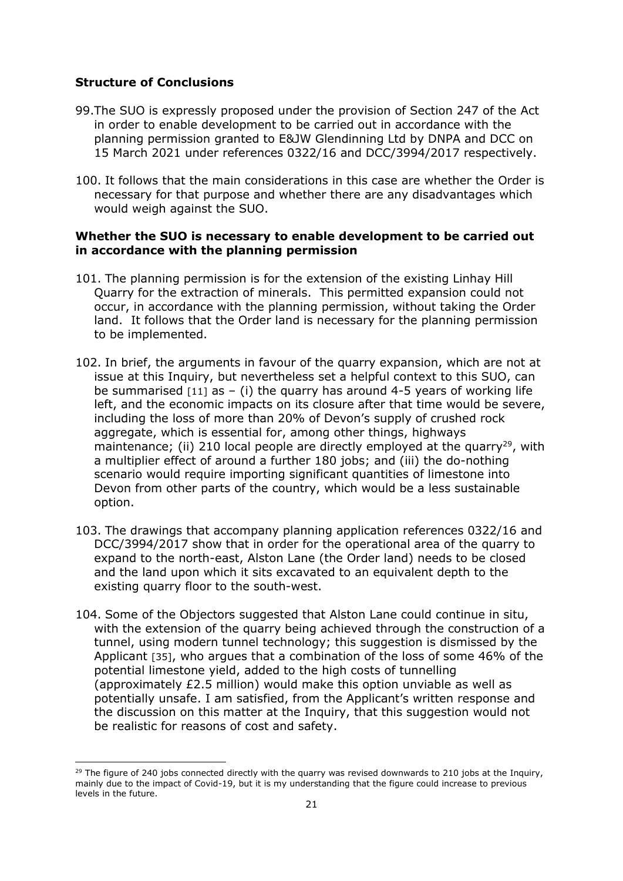**Structure of Conclusions**

99. The SUO is expressly proposed under the provision of Section 247 of the Act in order to enable development to be carried out in accordance with the planning permission granted to E&JW Glendinning Ltd by DNPA and DCC on 15 March 2021 under references 0322/16 and DCC/3994/2017 respectively.

100. It follows that the main considerations in this case are whether the Order is necessary for that purpose and whether there are any disadvantages which would weigh against the SUO.

**Whether the SUO is necessary to enable development to be carried out in accordance with the planning permission**

101. The planning permission is for the extension of the existing Linhay Hill Quarry for the extraction of minerals. This permitted expansion could not occur, in accordance with the planning permission, without taking the Order land. It follows that the Order land is necessary for the planning permission to be implemented.

102. In brief, the arguments in favour of the quarry expansion, which are not at issue at this Inquiry, but nevertheless set a helpful context to this SUO, can be summarised [11] as – (i) the quarry has around 4-5 years of working life left, and the economic impacts on its closure after that time would be severe, including the loss of more than 20% of Devon's supply of crushed rock aggregate, which is essential for, among other things, highways maintenance; (ii) 210 local people are directly employed at the quarry[29], with a multiplier effect of around a further 180 jobs; and (iii) the do-nothing scenario would require importing significant quantities of limestone into Devon from other parts of the country, which would be a less sustainable option.

103. The drawings that accompany planning application references 0322/16 and DCC/3994/2017 show that in order for the operational area of the quarry to expand to the north-east, Alston Lane (the Order land) needs to be closed and the land upon which it sits excavated to an equivalent depth to the existing quarry floor to the south-west.

104. Some of the Objectors suggested that Alston Lane could continue in situ, with the extension of the quarry being achieved through the construction of a tunnel, using modern tunnel technology; this suggestion is dismissed by the Applicant [35], who argues that a combination of the loss of some 46% of the potential limestone yield, added to the high costs of tunnelling (approximately £2.5 million) would make this option unviable as well as potentially unsafe. I am satisfied, from the Applicant's written response and the discussion on this matter at the Inquiry, that this suggestion would not be realistic for reasons of cost and safety.

---

[29] The figure of 240 jobs connected directly with the quarry was revised downwards to 210 jobs at the Inquiry, mainly due to the impact of Covid-19, but it is my understanding that the figure could increase to previous levels in the future.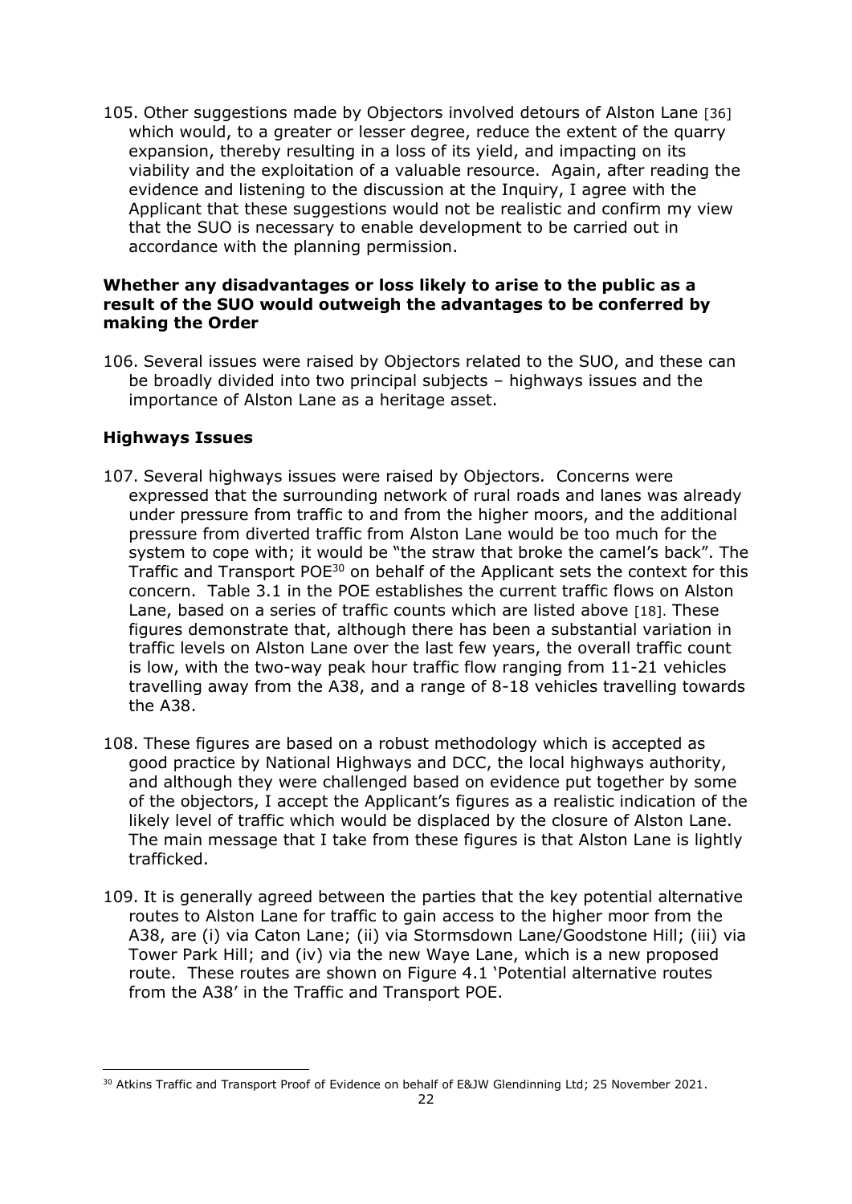105. Other suggestions made by Objectors involved detours of Alston Lane [36] which would, to a greater or lesser degree, reduce the extent of the quarry expansion, thereby resulting in a loss of its yield, and impacting on its viability and the exploitation of a valuable resource. Again, after reading the evidence and listening to the discussion at the Inquiry, I agree with the Applicant that these suggestions would not be realistic and confirm my view that the SUO is necessary to enable development to be carried out in accordance with the planning permission.

### Whether any disadvantages or loss likely to arise to the public as a result of the SUO would outweigh the advantages to be conferred by making the Order

106. Several issues were raised by Objectors related to the SUO, and these can be broadly divided into two principal subjects – highways issues and the importance of Alston Lane as a heritage asset.

### Highways Issues

107. Several highways issues were raised by Objectors. Concerns were expressed that the surrounding network of rural roads and lanes was already under pressure from traffic to and from the higher moors, and the additional pressure from diverted traffic from Alston Lane would be too much for the system to cope with; it would be "the straw that broke the camel's back". The Traffic and Transport POE[30] on behalf of the Applicant sets the context for this concern. Table 3.1 in the POE establishes the current traffic flows on Alston Lane, based on a series of traffic counts which are listed above [18]. These figures demonstrate that, although there has been a substantial variation in traffic levels on Alston Lane over the last few years, the overall traffic count is low, with the two-way peak hour traffic flow ranging from 11-21 vehicles travelling away from the A38, and a range of 8-18 vehicles travelling towards the A38.

108. These figures are based on a robust methodology which is accepted as good practice by National Highways and DCC, the local highways authority, and although they were challenged based on evidence put together by some of the objectors, I accept the Applicant's figures as a realistic indication of the likely level of traffic which would be displaced by the closure of Alston Lane. The main message that I take from these figures is that Alston Lane is lightly trafficked.

109. It is generally agreed between the parties that the key potential alternative routes to Alston Lane for traffic to gain access to the higher moor from the A38, are (i) via Caton Lane; (ii) via Stormsdown Lane/Goodstone Hill; (iii) via Tower Park Hill; and (iv) via the new Waye Lane, which is a new proposed route. These routes are shown on Figure 4.1 'Potential alternative routes from the A38' in the Traffic and Transport POE.

[30] Atkins Traffic and Transport Proof of Evidence on behalf of E&JW Glendinning Ltd; 25 November 2021.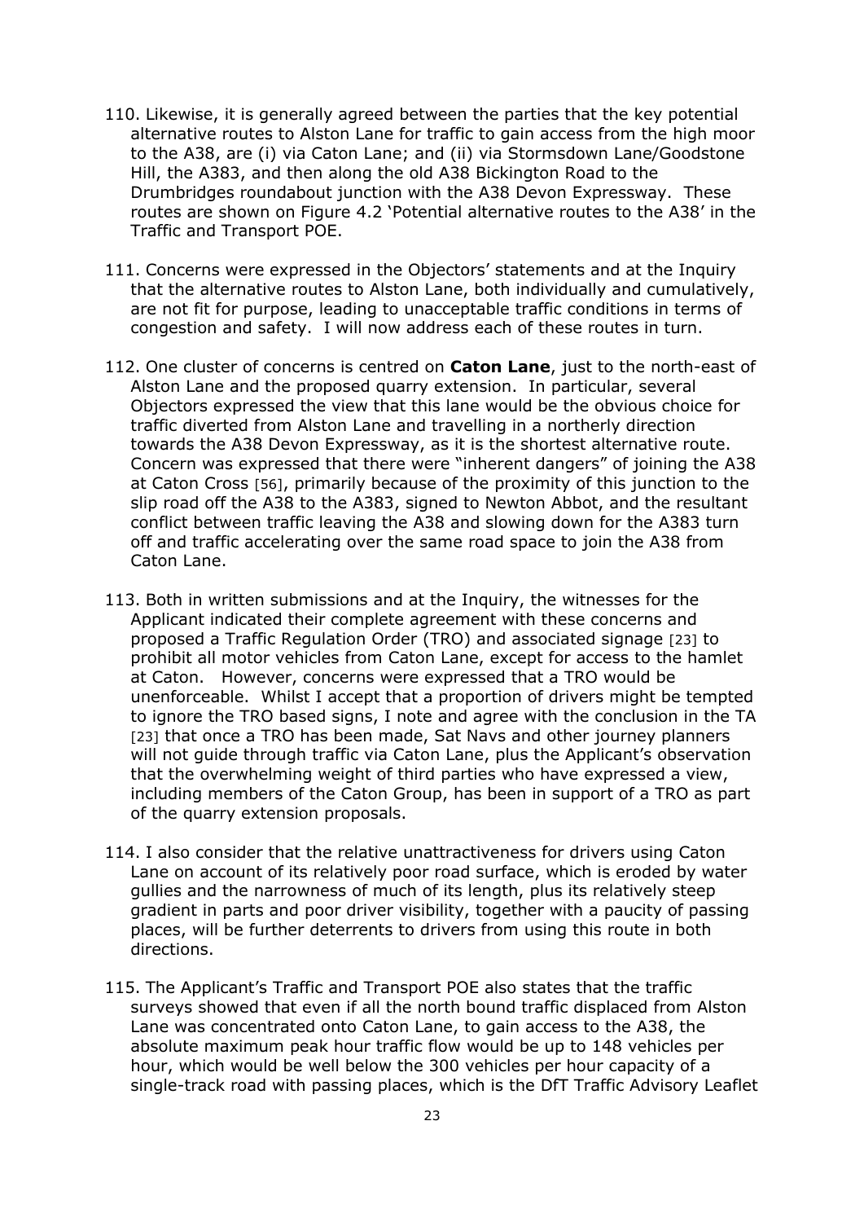110. Likewise, it is generally agreed between the parties that the key potential alternative routes to Alston Lane for traffic to gain access from the high moor to the A38, are (i) via Caton Lane; and (ii) via Stormsdown Lane/Goodstone Hill, the A383, and then along the old A38 Bickington Road to the Drumbridges roundabout junction with the A38 Devon Expressway. These routes are shown on Figure 4.2 'Potential alternative routes to the A38' in the Traffic and Transport POE.

111. Concerns were expressed in the Objectors' statements and at the Inquiry that the alternative routes to Alston Lane, both individually and cumulatively, are not fit for purpose, leading to unacceptable traffic conditions in terms of congestion and safety. I will now address each of these routes in turn.

112. One cluster of concerns is centred on **Caton Lane**, just to the north-east of Alston Lane and the proposed quarry extension. In particular, several Objectors expressed the view that this lane would be the obvious choice for traffic diverted from Alston Lane and travelling in a northerly direction towards the A38 Devon Expressway, as it is the shortest alternative route. Concern was expressed that there were "inherent dangers" of joining the A38 at Caton Cross [56], primarily because of the proximity of this junction to the slip road off the A38 to the A383, signed to Newton Abbot, and the resultant conflict between traffic leaving the A38 and slowing down for the A383 turn off and traffic accelerating over the same road space to join the A38 from Caton Lane.

113. Both in written submissions and at the Inquiry, the witnesses for the Applicant indicated their complete agreement with these concerns and proposed a Traffic Regulation Order (TRO) and associated signage [23] to prohibit all motor vehicles from Caton Lane, except for access to the hamlet at Caton. However, concerns were expressed that a TRO would be unenforceable. Whilst I accept that a proportion of drivers might be tempted to ignore the TRO based signs, I note and agree with the conclusion in the TA [23] that once a TRO has been made, Sat Navs and other journey planners will not guide through traffic via Caton Lane, plus the Applicant's observation that the overwhelming weight of third parties who have expressed a view, including members of the Caton Group, has been in support of a TRO as part of the quarry extension proposals.

114. I also consider that the relative unattractiveness for drivers using Caton Lane on account of its relatively poor road surface, which is eroded by water gullies and the narrowness of much of its length, plus its relatively steep gradient in parts and poor driver visibility, together with a paucity of passing places, will be further deterrents to drivers from using this route in both directions.

115. The Applicant's Traffic and Transport POE also states that the traffic surveys showed that even if all the north bound traffic displaced from Alston Lane was concentrated onto Caton Lane, to gain access to the A38, the absolute maximum peak hour traffic flow would be up to 148 vehicles per hour, which would be well below the 300 vehicles per hour capacity of a single-track road with passing places, which is the DfT Traffic Advisory Leaflet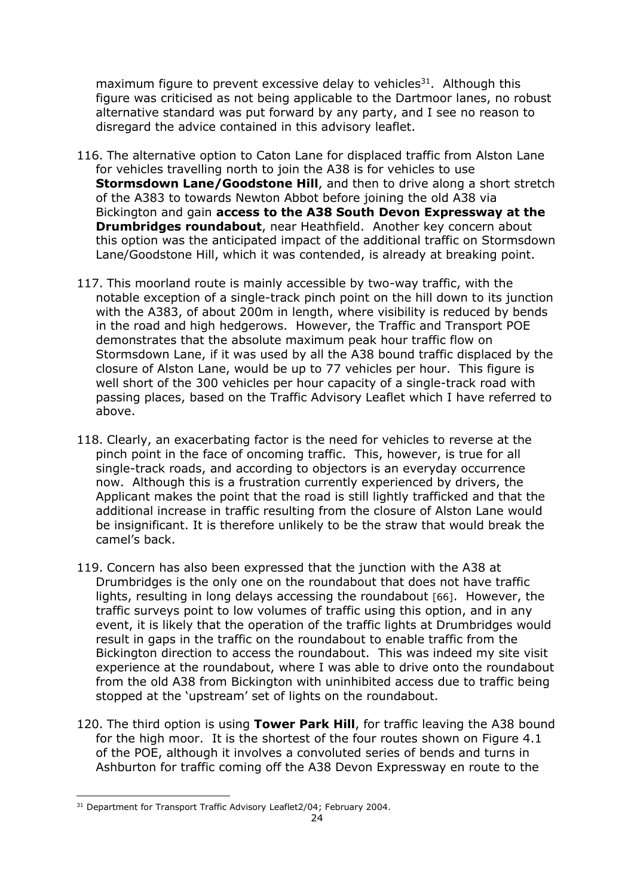maximum figure to prevent excessive delay to vehicles[31]. Although this figure was criticised as not being applicable to the Dartmoor lanes, no robust alternative standard was put forward by any party, and I see no reason to disregard the advice contained in this advisory leaflet.

116. The alternative option to Caton Lane for displaced traffic from Alston Lane for vehicles travelling north to join the A38 is for vehicles to use **Stormsdown Lane/Goodstone Hill**, and then to drive along a short stretch of the A383 to towards Newton Abbot before joining the old A38 via Bickington and gain **access to the A38 South Devon Expressway at the Drumbridges roundabout**, near Heathfield. Another key concern about this option was the anticipated impact of the additional traffic on Stormsdown Lane/Goodstone Hill, which it was contended, is already at breaking point.

117. This moorland route is mainly accessible by two-way traffic, with the notable exception of a single-track pinch point on the hill down to its junction with the A383, of about 200m in length, where visibility is reduced by bends in the road and high hedgerows. However, the Traffic and Transport POE demonstrates that the absolute maximum peak hour traffic flow on Stormsdown Lane, if it was used by all the A38 bound traffic displaced by the closure of Alston Lane, would be up to 77 vehicles per hour. This figure is well short of the 300 vehicles per hour capacity of a single-track road with passing places, based on the Traffic Advisory Leaflet which I have referred to above.

118. Clearly, an exacerbating factor is the need for vehicles to reverse at the pinch point in the face of oncoming traffic. This, however, is true for all single-track roads, and according to objectors is an everyday occurrence now. Although this is a frustration currently experienced by drivers, the Applicant makes the point that the road is still lightly trafficked and that the additional increase in traffic resulting from the closure of Alston Lane would be insignificant. It is therefore unlikely to be the straw that would break the camel's back.

119. Concern has also been expressed that the junction with the A38 at Drumbridges is the only one on the roundabout that does not have traffic lights, resulting in long delays accessing the roundabout [66]. However, the traffic surveys point to low volumes of traffic using this option, and in any event, it is likely that the operation of the traffic lights at Drumbridges would result in gaps in the traffic on the roundabout to enable traffic from the Bickington direction to access the roundabout. This was indeed my site visit experience at the roundabout, where I was able to drive onto the roundabout from the old A38 from Bickington with uninhibited access due to traffic being stopped at the 'upstream' set of lights on the roundabout.

120. The third option is using **Tower Park Hill**, for traffic leaving the A38 bound for the high moor. It is the shortest of the four routes shown on Figure 4.1 of the POE, although it involves a convoluted series of bends and turns in Ashburton for traffic coming off the A38 Devon Expressway en route to the

---

[31] Department for Transport Traffic Advisory Leaflet2/04; February 2004.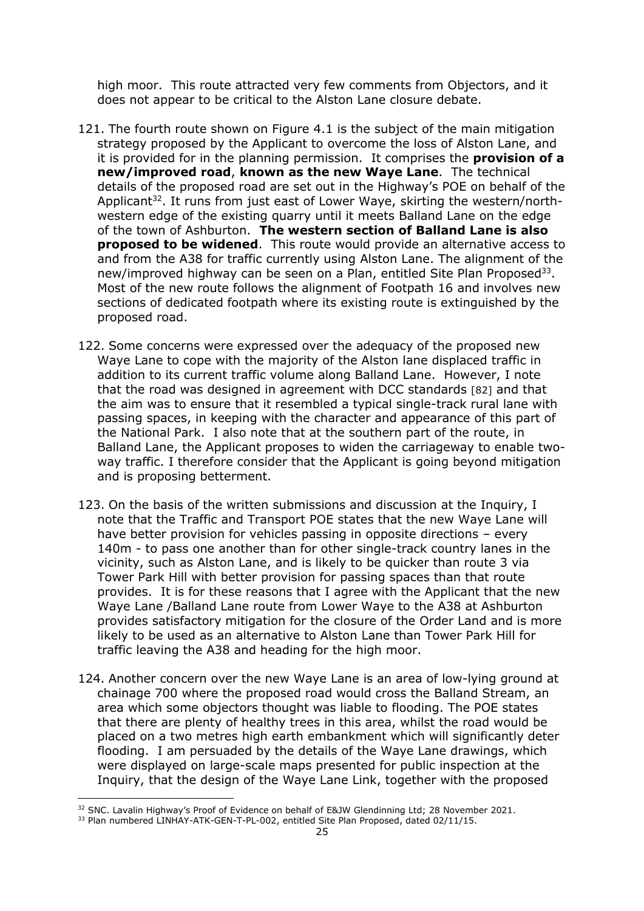high moor. This route attracted very few comments from Objectors, and it does not appear to be critical to the Alston Lane closure debate.

121. The fourth route shown on Figure 4.1 is the subject of the main mitigation strategy proposed by the Applicant to overcome the loss of Alston Lane, and it is provided for in the planning permission. It comprises the **provision of a new/improved road**, **known as the new Waye Lane**. The technical details of the proposed road are set out in the Highway's POE on behalf of the Applicant[32]. It runs from just east of Lower Waye, skirting the western/north-western edge of the existing quarry until it meets Balland Lane on the edge of the town of Ashburton. **The western section of Balland Lane is also proposed to be widened**. This route would provide an alternative access to and from the A38 for traffic currently using Alston Lane. The alignment of the new/improved highway can be seen on a Plan, entitled Site Plan Proposed[33]. Most of the new route follows the alignment of Footpath 16 and involves new sections of dedicated footpath where its existing route is extinguished by the proposed road.

122. Some concerns were expressed over the adequacy of the proposed new Waye Lane to cope with the majority of the Alston lane displaced traffic in addition to its current traffic volume along Balland Lane. However, I note that the road was designed in agreement with DCC standards [82] and that the aim was to ensure that it resembled a typical single-track rural lane with passing spaces, in keeping with the character and appearance of this part of the National Park. I also note that at the southern part of the route, in Balland Lane, the Applicant proposes to widen the carriageway to enable two-way traffic. I therefore consider that the Applicant is going beyond mitigation and is proposing betterment.

123. On the basis of the written submissions and discussion at the Inquiry, I note that the Traffic and Transport POE states that the new Waye Lane will have better provision for vehicles passing in opposite directions – every 140m - to pass one another than for other single-track country lanes in the vicinity, such as Alston Lane, and is likely to be quicker than route 3 via Tower Park Hill with better provision for passing spaces than that route provides. It is for these reasons that I agree with the Applicant that the new Waye Lane /Balland Lane route from Lower Waye to the A38 at Ashburton provides satisfactory mitigation for the closure of the Order Land and is more likely to be used as an alternative to Alston Lane than Tower Park Hill for traffic leaving the A38 and heading for the high moor.

124. Another concern over the new Waye Lane is an area of low-lying ground at chainage 700 where the proposed road would cross the Balland Stream, an area which some objectors thought was liable to flooding. The POE states that there are plenty of healthy trees in this area, whilst the road would be placed on a two metres high earth embankment which will significantly deter flooding. I am persuaded by the details of the Waye Lane drawings, which were displayed on large-scale maps presented for public inspection at the Inquiry, that the design of the Waye Lane Link, together with the proposed

---

[32] SNC. Lavalin Highway's Proof of Evidence on behalf of E&JW Glendinning Ltd; 28 November 2021.

[33] Plan numbered LINHAY-ATK-GEN-T-PL-002, entitled Site Plan Proposed, dated 02/11/15.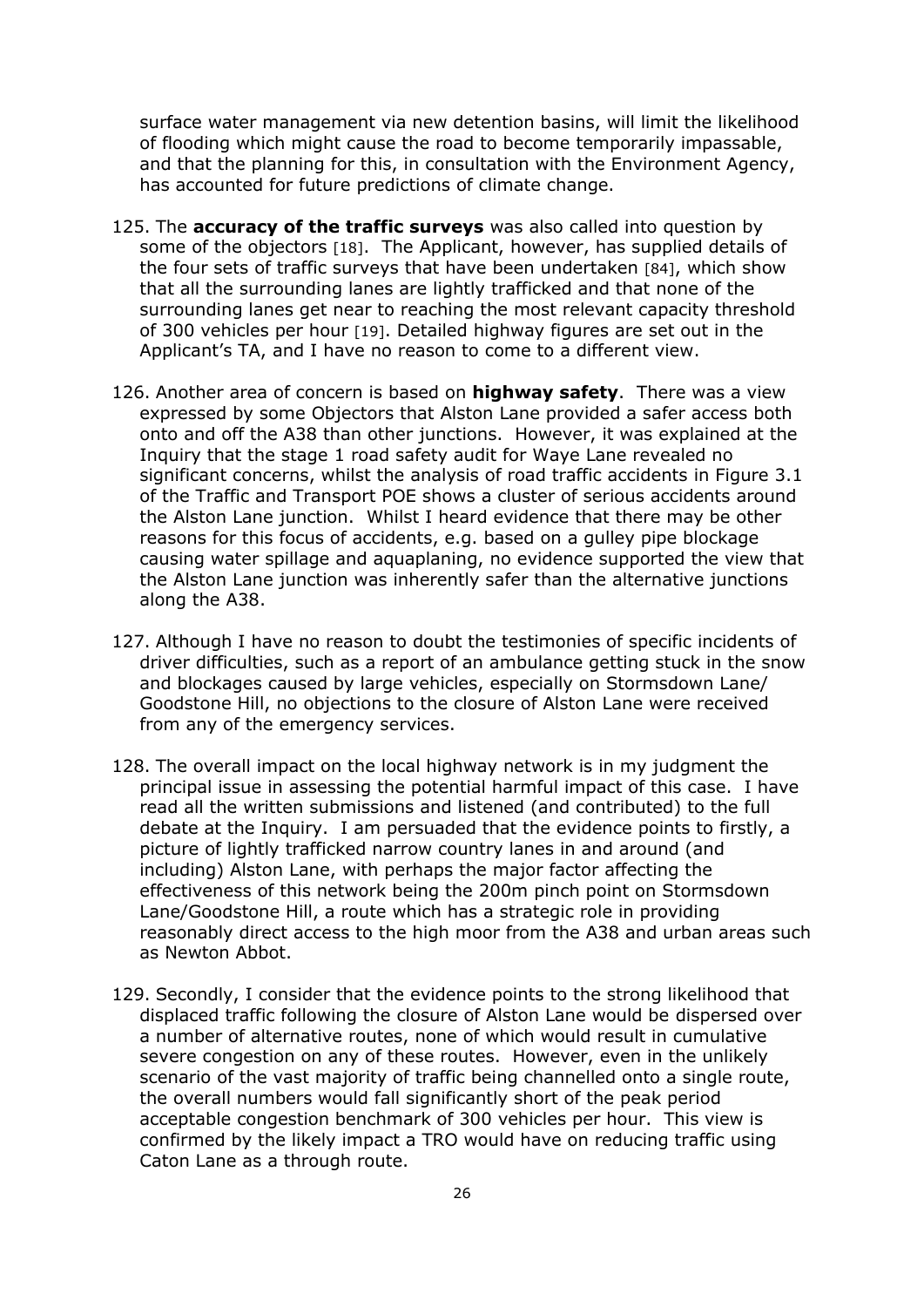surface water management via new detention basins, will limit the likelihood of flooding which might cause the road to become temporarily impassable, and that the planning for this, in consultation with the Environment Agency, has accounted for future predictions of climate change.

125. The **accuracy of the traffic surveys** was also called into question by some of the objectors [18]. The Applicant, however, has supplied details of the four sets of traffic surveys that have been undertaken [84], which show that all the surrounding lanes are lightly trafficked and that none of the surrounding lanes get near to reaching the most relevant capacity threshold of 300 vehicles per hour [19]. Detailed highway figures are set out in the Applicant's TA, and I have no reason to come to a different view.

126. Another area of concern is based on **highway safety**. There was a view expressed by some Objectors that Alston Lane provided a safer access both onto and off the A38 than other junctions. However, it was explained at the Inquiry that the stage 1 road safety audit for Waye Lane revealed no significant concerns, whilst the analysis of road traffic accidents in Figure 3.1 of the Traffic and Transport POE shows a cluster of serious accidents around the Alston Lane junction. Whilst I heard evidence that there may be other reasons for this focus of accidents, e.g. based on a gulley pipe blockage causing water spillage and aquaplaning, no evidence supported the view that the Alston Lane junction was inherently safer than the alternative junctions along the A38.

127. Although I have no reason to doubt the testimonies of specific incidents of driver difficulties, such as a report of an ambulance getting stuck in the snow and blockages caused by large vehicles, especially on Stormsdown Lane/ Goodstone Hill, no objections to the closure of Alston Lane were received from any of the emergency services.

128. The overall impact on the local highway network is in my judgment the principal issue in assessing the potential harmful impact of this case. I have read all the written submissions and listened (and contributed) to the full debate at the Inquiry. I am persuaded that the evidence points to firstly, a picture of lightly trafficked narrow country lanes in and around (and including) Alston Lane, with perhaps the major factor affecting the effectiveness of this network being the 200m pinch point on Stormsdown Lane/Goodstone Hill, a route which has a strategic role in providing reasonably direct access to the high moor from the A38 and urban areas such as Newton Abbot.

129. Secondly, I consider that the evidence points to the strong likelihood that displaced traffic following the closure of Alston Lane would be dispersed over a number of alternative routes, none of which would result in cumulative severe congestion on any of these routes. However, even in the unlikely scenario of the vast majority of traffic being channelled onto a single route, the overall numbers would fall significantly short of the peak period acceptable congestion benchmark of 300 vehicles per hour. This view is confirmed by the likely impact a TRO would have on reducing traffic using Caton Lane as a through route.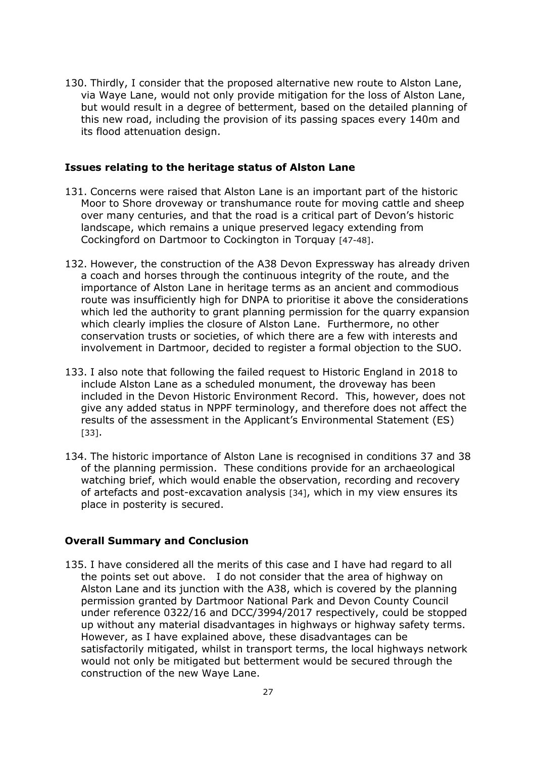130. Thirdly, I consider that the proposed alternative new route to Alston Lane, via Waye Lane, would not only provide mitigation for the loss of Alston Lane, but would result in a degree of betterment, based on the detailed planning of this new road, including the provision of its passing spaces every 140m and its flood attenuation design.

### Issues relating to the heritage status of Alston Lane

131. Concerns were raised that Alston Lane is an important part of the historic Moor to Shore droveway or transhumance route for moving cattle and sheep over many centuries, and that the road is a critical part of Devon's historic landscape, which remains a unique preserved legacy extending from Cockingford on Dartmoor to Cockington in Torquay [47-48].

132. However, the construction of the A38 Devon Expressway has already driven a coach and horses through the continuous integrity of the route, and the importance of Alston Lane in heritage terms as an ancient and commodious route was insufficiently high for DNPA to prioritise it above the considerations which led the authority to grant planning permission for the quarry expansion which clearly implies the closure of Alston Lane. Furthermore, no other conservation trusts or societies, of which there are a few with interests and involvement in Dartmoor, decided to register a formal objection to the SUO.

133. I also note that following the failed request to Historic England in 2018 to include Alston Lane as a scheduled monument, the droveway has been included in the Devon Historic Environment Record. This, however, does not give any added status in NPPF terminology, and therefore does not affect the results of the assessment in the Applicant's Environmental Statement (ES) [33].

134. The historic importance of Alston Lane is recognised in conditions 37 and 38 of the planning permission. These conditions provide for an archaeological watching brief, which would enable the observation, recording and recovery of artefacts and post-excavation analysis [34], which in my view ensures its place in posterity is secured.

### Overall Summary and Conclusion

135. I have considered all the merits of this case and I have had regard to all the points set out above. I do not consider that the area of highway on Alston Lane and its junction with the A38, which is covered by the planning permission granted by Dartmoor National Park and Devon County Council under reference 0322/16 and DCC/3994/2017 respectively, could be stopped up without any material disadvantages in highways or highway safety terms. However, as I have explained above, these disadvantages can be satisfactorily mitigated, whilst in transport terms, the local highways network would not only be mitigated but betterment would be secured through the construction of the new Waye Lane.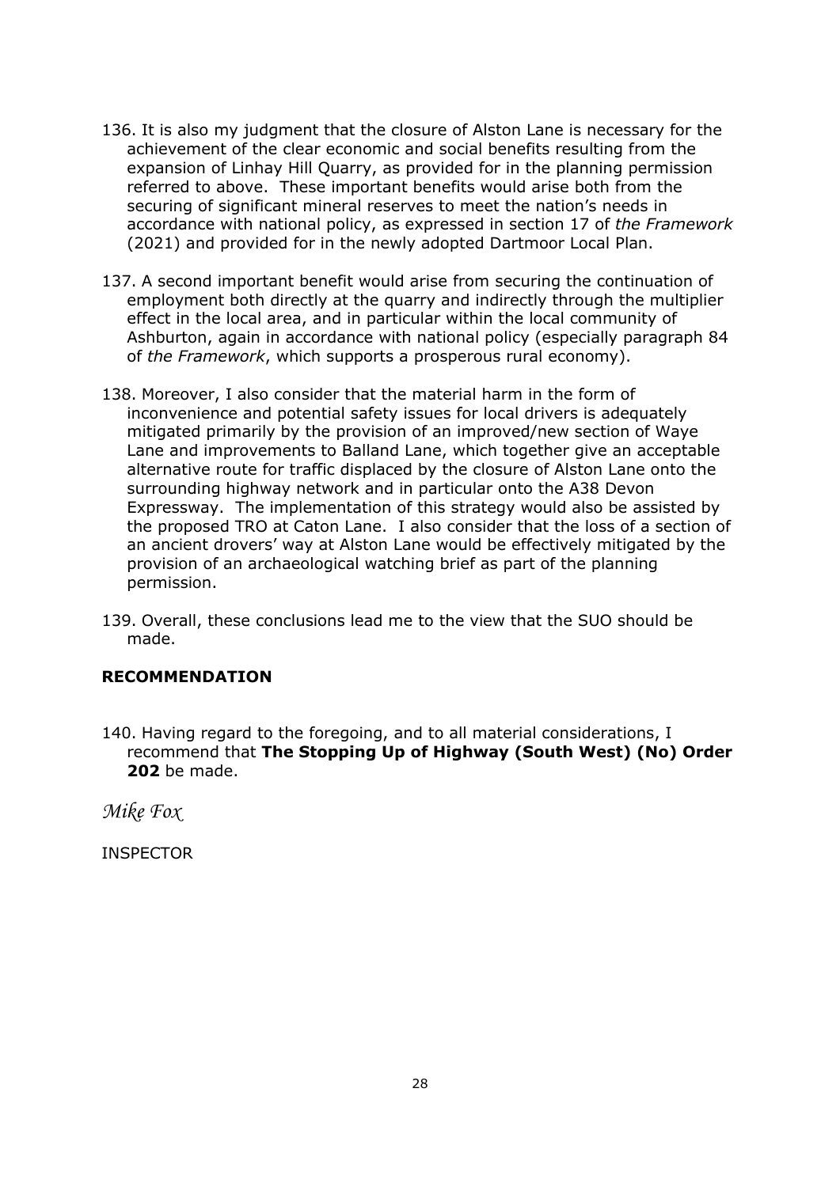136. It is also my judgment that the closure of Alston Lane is necessary for the achievement of the clear economic and social benefits resulting from the expansion of Linhay Hill Quarry, as provided for in the planning permission referred to above. These important benefits would arise both from the securing of significant mineral reserves to meet the nation's needs in accordance with national policy, as expressed in section 17 of *the Framework* (2021) and provided for in the newly adopted Dartmoor Local Plan.

137. A second important benefit would arise from securing the continuation of employment both directly at the quarry and indirectly through the multiplier effect in the local area, and in particular within the local community of Ashburton, again in accordance with national policy (especially paragraph 84 of *the Framework*, which supports a prosperous rural economy).

138. Moreover, I also consider that the material harm in the form of inconvenience and potential safety issues for local drivers is adequately mitigated primarily by the provision of an improved/new section of Waye Lane and improvements to Balland Lane, which together give an acceptable alternative route for traffic displaced by the closure of Alston Lane onto the surrounding highway network and in particular onto the A38 Devon Expressway. The implementation of this strategy would also be assisted by the proposed TRO at Caton Lane. I also consider that the loss of a section of an ancient drovers' way at Alston Lane would be effectively mitigated by the provision of an archaeological watching brief as part of the planning permission.

139. Overall, these conclusions lead me to the view that the SUO should be made.

## RECOMMENDATION

140. Having regard to the foregoing, and to all material considerations, I recommend that **The Stopping Up of Highway (South West) (No) Order 202** be made.

*Mike Fox*

INSPECTOR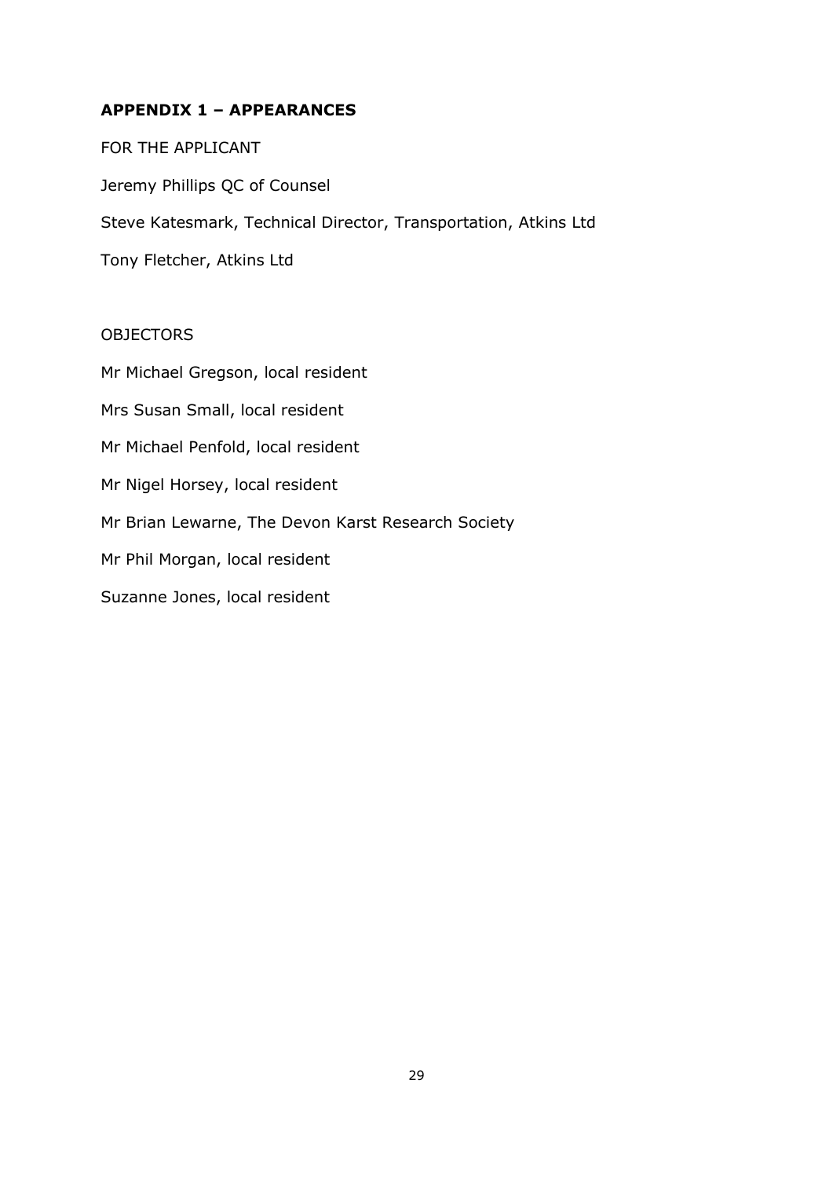## APPENDIX 1 – APPEARANCES

FOR THE APPLICANT

Jeremy Phillips QC of Counsel

Steve Katesmark, Technical Director, Transportation, Atkins Ltd

Tony Fletcher, Atkins Ltd

OBJECTORS

Mr Michael Gregson, local resident

Mrs Susan Small, local resident

Mr Michael Penfold, local resident

Mr Nigel Horsey, local resident

Mr Brian Lewarne, The Devon Karst Research Society

Mr Phil Morgan, local resident

Suzanne Jones, local resident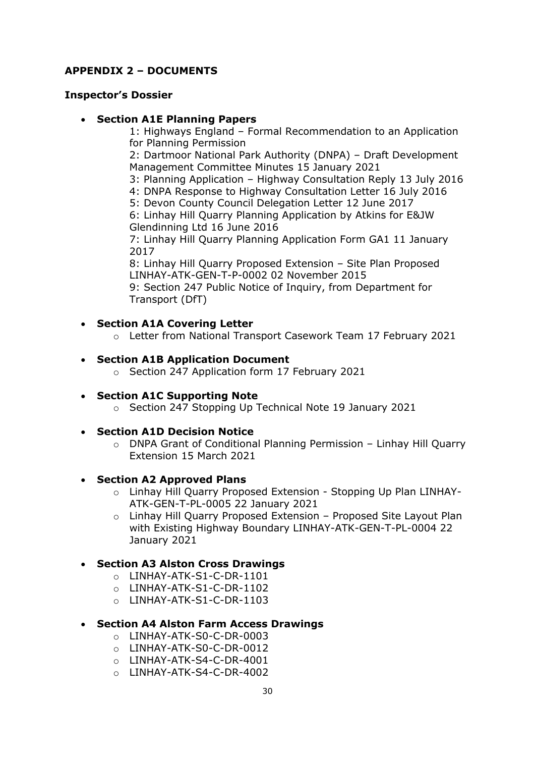**APPENDIX 2 – DOCUMENTS**

**Inspector's Dossier**

- **Section A1E Planning Papers**
  1: Highways England – Formal Recommendation to an Application for Planning Permission
  2: Dartmoor National Park Authority (DNPA) – Draft Development Management Committee Minutes 15 January 2021
  3: Planning Application – Highway Consultation Reply 13 July 2016
  4: DNPA Response to Highway Consultation Letter 16 July 2016
  5: Devon County Council Delegation Letter 12 June 2017
  6: Linhay Hill Quarry Planning Application by Atkins for E&JW Glendinning Ltd 16 June 2016
  7: Linhay Hill Quarry Planning Application Form GA1 11 January 2017
  8: Linhay Hill Quarry Proposed Extension – Site Plan Proposed LINHAY-ATK-GEN-T-P-0002 02 November 2015
  9: Section 247 Public Notice of Inquiry, from Department for Transport (DfT)

- **Section A1A Covering Letter**
  - Letter from National Transport Casework Team 17 February 2021

- **Section A1B Application Document**
  - Section 247 Application form 17 February 2021

- **Section A1C Supporting Note**
  - Section 247 Stopping Up Technical Note 19 January 2021

- **Section A1D Decision Notice**
  - DNPA Grant of Conditional Planning Permission – Linhay Hill Quarry Extension 15 March 2021

- **Section A2 Approved Plans**
  - Linhay Hill Quarry Proposed Extension - Stopping Up Plan LINHAY-ATK-GEN-T-PL-0005 22 January 2021
  - Linhay Hill Quarry Proposed Extension – Proposed Site Layout Plan with Existing Highway Boundary LINHAY-ATK-GEN-T-PL-0004 22 January 2021

- **Section A3 Alston Cross Drawings**
  - LINHAY-ATK-S1-C-DR-1101
  - LINHAY-ATK-S1-C-DR-1102
  - LINHAY-ATK-S1-C-DR-1103

- **Section A4 Alston Farm Access Drawings**
  - LINHAY-ATK-S0-C-DR-0003
  - LINHAY-ATK-S0-C-DR-0012
  - LINHAY-ATK-S4-C-DR-4001
  - LINHAY-ATK-S4-C-DR-4002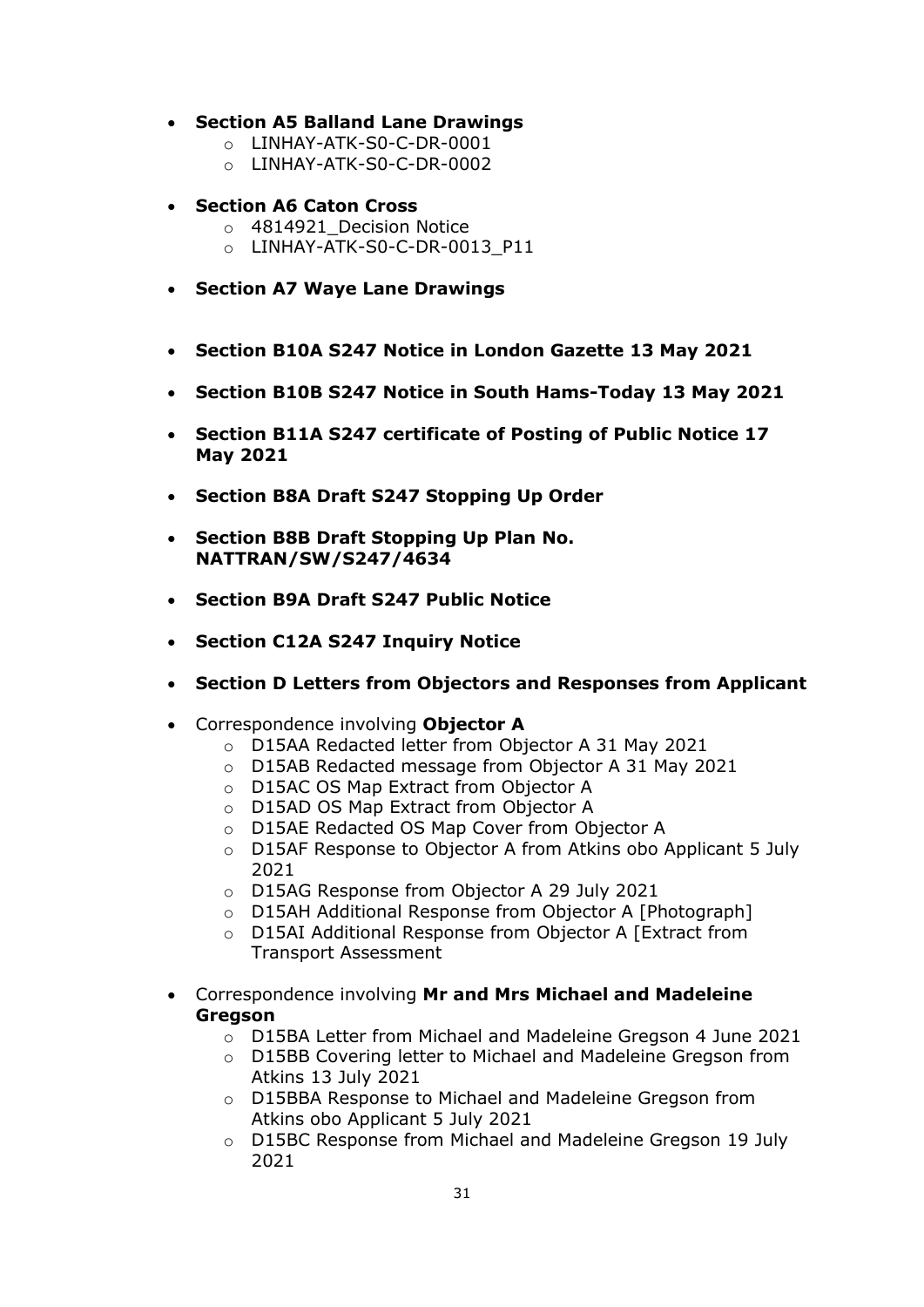- **Section A5 Balland Lane Drawings**
  - LINHAY-ATK-S0-C-DR-0001
  - LINHAY-ATK-S0-C-DR-0002

- **Section A6 Caton Cross**
  - 4814921_Decision Notice
  - LINHAY-ATK-S0-C-DR-0013_P11

- **Section A7 Waye Lane Drawings**

- **Section B10A S247 Notice in London Gazette 13 May 2021**

- **Section B10B S247 Notice in South Hams-Today 13 May 2021**

- **Section B11A S247 certificate of Posting of Public Notice 17 May 2021**

- **Section B8A Draft S247 Stopping Up Order**

- **Section B8B Draft Stopping Up Plan No. NATTRAN/SW/S247/4634**

- **Section B9A Draft S247 Public Notice**

- **Section C12A S247 Inquiry Notice**

- **Section D Letters from Objectors and Responses from Applicant**

- Correspondence involving **Objector A**
  - D15AA Redacted letter from Objector A 31 May 2021
  - D15AB Redacted message from Objector A 31 May 2021
  - D15AC OS Map Extract from Objector A
  - D15AD OS Map Extract from Objector A
  - D15AE Redacted OS Map Cover from Objector A
  - D15AF Response to Objector A from Atkins obo Applicant 5 July 2021
  - D15AG Response from Objector A 29 July 2021
  - D15AH Additional Response from Objector A [Photograph]
  - D15AI Additional Response from Objector A [Extract from Transport Assessment

- Correspondence involving **Mr and Mrs Michael and Madeleine Gregson**
  - D15BA Letter from Michael and Madeleine Gregson 4 June 2021
  - D15BB Covering letter to Michael and Madeleine Gregson from Atkins 13 July 2021
  - D15BBA Response to Michael and Madeleine Gregson from Atkins obo Applicant 5 July 2021
  - D15BC Response from Michael and Madeleine Gregson 19 July 2021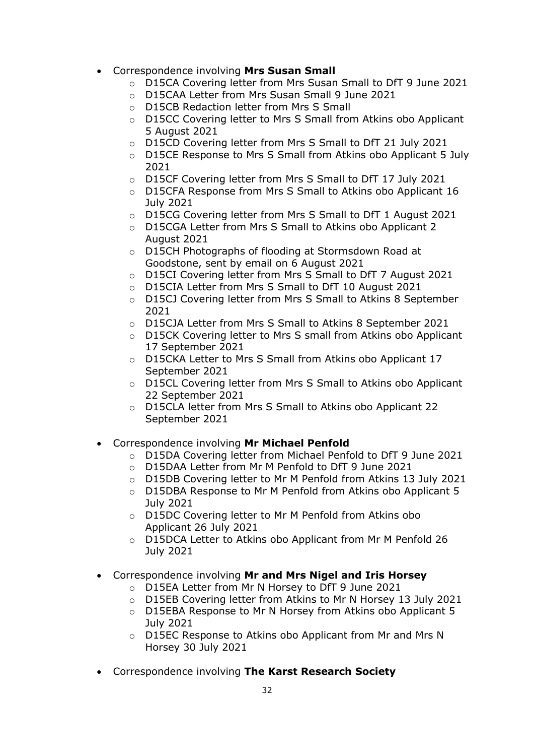- Correspondence involving **Mrs Susan Small**
    - D15CA Covering letter from Mrs Susan Small to DfT 9 June 2021
    - D15CAA Letter from Mrs Susan Small 9 June 2021
    - D15CB Redaction letter from Mrs S Small
    - D15CC Covering letter to Mrs S Small from Atkins obo Applicant 5 August 2021
    - D15CD Covering letter from Mrs S Small to DfT 21 July 2021
    - D15CE Response to Mrs S Small from Atkins obo Applicant 5 July 2021
    - D15CF Covering letter from Mrs S Small to DfT 17 July 2021
    - D15CFA Response from Mrs S Small to Atkins obo Applicant 16 July 2021
    - D15CG Covering letter from Mrs S Small to DfT 1 August 2021
    - D15CGA Letter from Mrs S Small to Atkins obo Applicant 2 August 2021
    - D15CH Photographs of flooding at Stormsdown Road at Goodstone, sent by email on 6 August 2021
    - D15CI Covering letter from Mrs S Small to DfT 7 August 2021
    - D15CIA Letter from Mrs S Small to DfT 10 August 2021
    - D15CJ Covering letter from Mrs S Small to Atkins 8 September 2021
    - D15CJA Letter from Mrs S Small to Atkins 8 September 2021
    - D15CK Covering letter to Mrs S small from Atkins obo Applicant 17 September 2021
    - D15CKA Letter to Mrs S Small from Atkins obo Applicant 17 September 2021
    - D15CL Covering letter from Mrs S Small to Atkins obo Applicant 22 September 2021
    - D15CLA letter from Mrs S Small to Atkins obo Applicant 22 September 2021
- Correspondence involving **Mr Michael Penfold**
    - D15DA Covering letter from Michael Penfold to DfT 9 June 2021
    - D15DAA Letter from Mr M Penfold to DfT 9 June 2021
    - D15DB Covering letter to Mr M Penfold from Atkins 13 July 2021
    - D15DBA Response to Mr M Penfold from Atkins obo Applicant 5 July 2021
    - D15DC Covering letter to Mr M Penfold from Atkins obo Applicant 26 July 2021
    - D15DCA Letter to Atkins obo Applicant from Mr M Penfold 26 July 2021
- Correspondence involving **Mr and Mrs Nigel and Iris Horsey**
    - D15EA Letter from Mr N Horsey to DfT 9 June 2021
    - D15EB Covering letter from Atkins to Mr N Horsey 13 July 2021
    - D15EBA Response to Mr N Horsey from Atkins obo Applicant 5 July 2021
    - D15EC Response to Atkins obo Applicant from Mr and Mrs N Horsey 30 July 2021
- Correspondence involving **The Karst Research Society**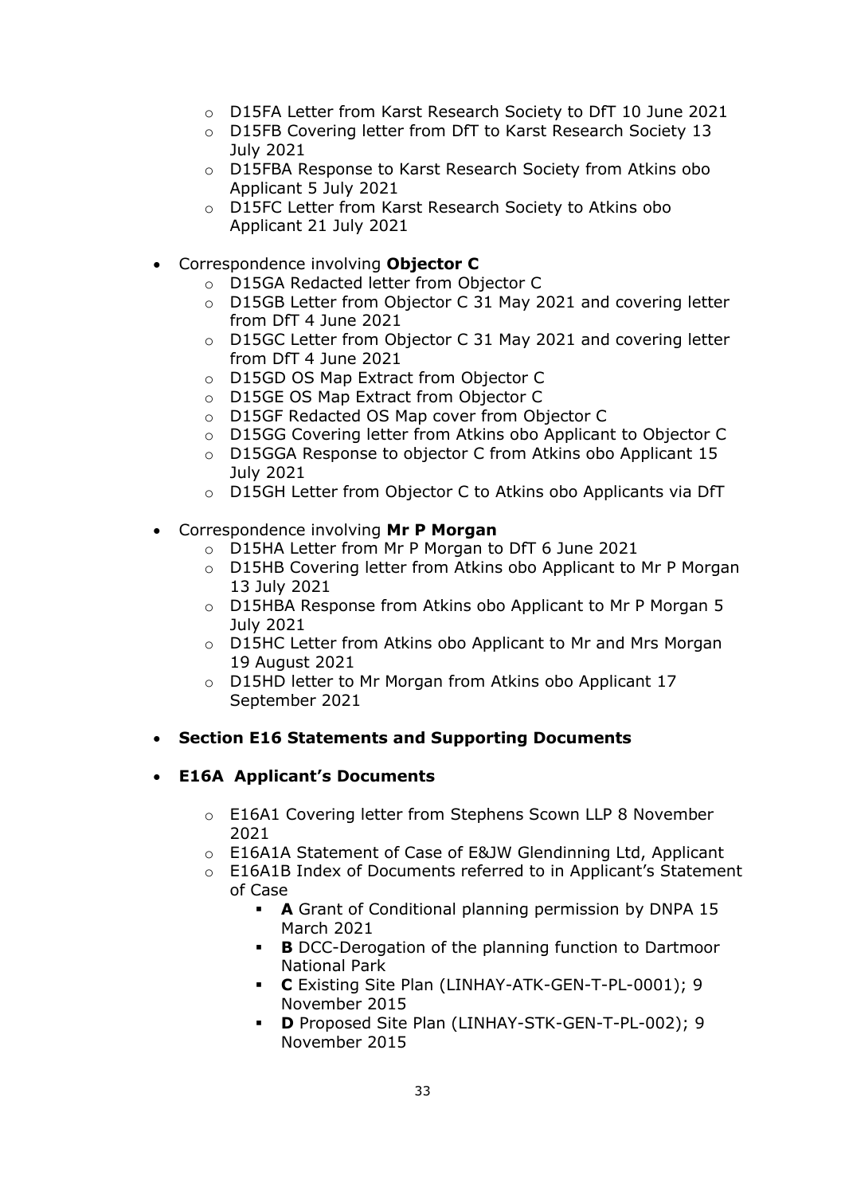- D15FA Letter from Karst Research Society to DfT 10 June 2021
  - D15FB Covering letter from DfT to Karst Research Society 13 July 2021
  - D15FBA Response to Karst Research Society from Atkins obo Applicant 5 July 2021
  - D15FC Letter from Karst Research Society to Atkins obo Applicant 21 July 2021

- Correspondence involving **Objector C**
  - D15GA Redacted letter from Objector C
  - D15GB Letter from Objector C 31 May 2021 and covering letter from DfT 4 June 2021
  - D15GC Letter from Objector C 31 May 2021 and covering letter from DfT 4 June 2021
  - D15GD OS Map Extract from Objector C
  - D15GE OS Map Extract from Objector C
  - D15GF Redacted OS Map cover from Objector C
  - D15GG Covering letter from Atkins obo Applicant to Objector C
  - D15GGA Response to objector C from Atkins obo Applicant 15 July 2021
  - D15GH Letter from Objector C to Atkins obo Applicants via DfT

- Correspondence involving **Mr P Morgan**
  - D15HA Letter from Mr P Morgan to DfT 6 June 2021
  - D15HB Covering letter from Atkins obo Applicant to Mr P Morgan 13 July 2021
  - D15HBA Response from Atkins obo Applicant to Mr P Morgan 5 July 2021
  - D15HC Letter from Atkins obo Applicant to Mr and Mrs Morgan 19 August 2021
  - D15HD letter to Mr Morgan from Atkins obo Applicant 17 September 2021

- **Section E16 Statements and Supporting Documents**

- **E16A Applicant's Documents**
  - E16A1 Covering letter from Stephens Scown LLP 8 November 2021
  - E16A1A Statement of Case of E&JW Glendinning Ltd, Applicant
  - E16A1B Index of Documents referred to in Applicant's Statement of Case
    - **A** Grant of Conditional planning permission by DNPA 15 March 2021
    - **B** DCC-Derogation of the planning function to Dartmoor National Park
    - **C** Existing Site Plan (LINHAY-ATK-GEN-T-PL-0001); 9 November 2015
    - **D** Proposed Site Plan (LINHAY-STK-GEN-T-PL-002); 9 November 2015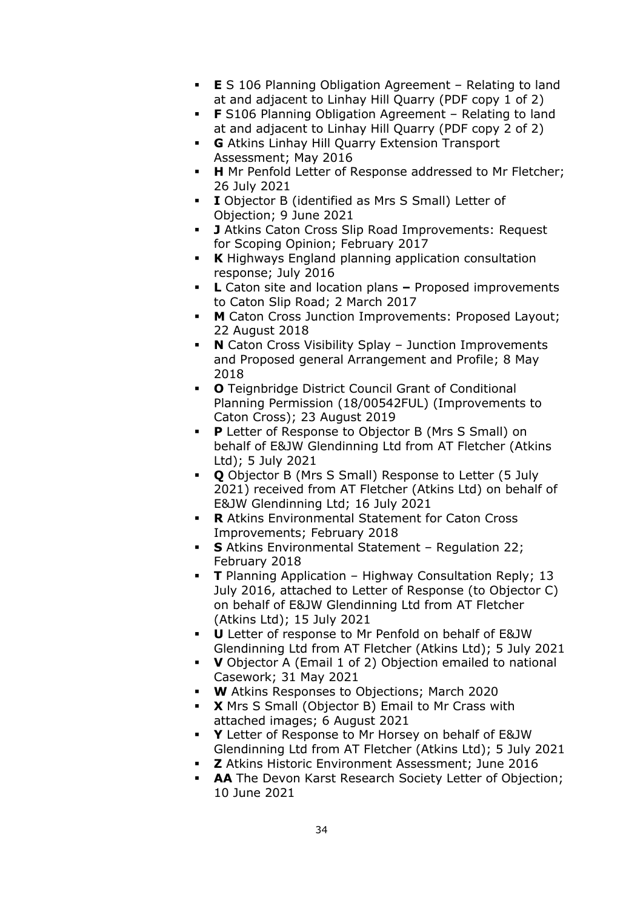- **E** S 106 Planning Obligation Agreement – Relating to land at and adjacent to Linhay Hill Quarry (PDF copy 1 of 2)
- **F** S106 Planning Obligation Agreement – Relating to land at and adjacent to Linhay Hill Quarry (PDF copy 2 of 2)
- **G** Atkins Linhay Hill Quarry Extension Transport Assessment; May 2016
- **H** Mr Penfold Letter of Response addressed to Mr Fletcher; 26 July 2021
- **I** Objector B (identified as Mrs S Small) Letter of Objection; 9 June 2021
- **J** Atkins Caton Cross Slip Road Improvements: Request for Scoping Opinion; February 2017
- **K** Highways England planning application consultation response; July 2016
- **L** Caton site and location plans **–** Proposed improvements to Caton Slip Road; 2 March 2017
- **M** Caton Cross Junction Improvements: Proposed Layout; 22 August 2018
- **N** Caton Cross Visibility Splay – Junction Improvements and Proposed general Arrangement and Profile; 8 May 2018
- **O** Teignbridge District Council Grant of Conditional Planning Permission (18/00542FUL) (Improvements to Caton Cross); 23 August 2019
- **P** Letter of Response to Objector B (Mrs S Small) on behalf of E&JW Glendinning Ltd from AT Fletcher (Atkins Ltd); 5 July 2021
- **Q** Objector B (Mrs S Small) Response to Letter (5 July 2021) received from AT Fletcher (Atkins Ltd) on behalf of E&JW Glendinning Ltd; 16 July 2021
- **R** Atkins Environmental Statement for Caton Cross Improvements; February 2018
- **S** Atkins Environmental Statement – Regulation 22; February 2018
- **T** Planning Application – Highway Consultation Reply; 13 July 2016, attached to Letter of Response (to Objector C) on behalf of E&JW Glendinning Ltd from AT Fletcher (Atkins Ltd); 15 July 2021
- **U** Letter of response to Mr Penfold on behalf of E&JW Glendinning Ltd from AT Fletcher (Atkins Ltd); 5 July 2021
- **V** Objector A (Email 1 of 2) Objection emailed to national Casework; 31 May 2021
- **W** Atkins Responses to Objections; March 2020
- **X** Mrs S Small (Objector B) Email to Mr Crass with attached images; 6 August 2021
- **Y** Letter of Response to Mr Horsey on behalf of E&JW Glendinning Ltd from AT Fletcher (Atkins Ltd); 5 July 2021
- **Z** Atkins Historic Environment Assessment; June 2016
- **AA** The Devon Karst Research Society Letter of Objection; 10 June 2021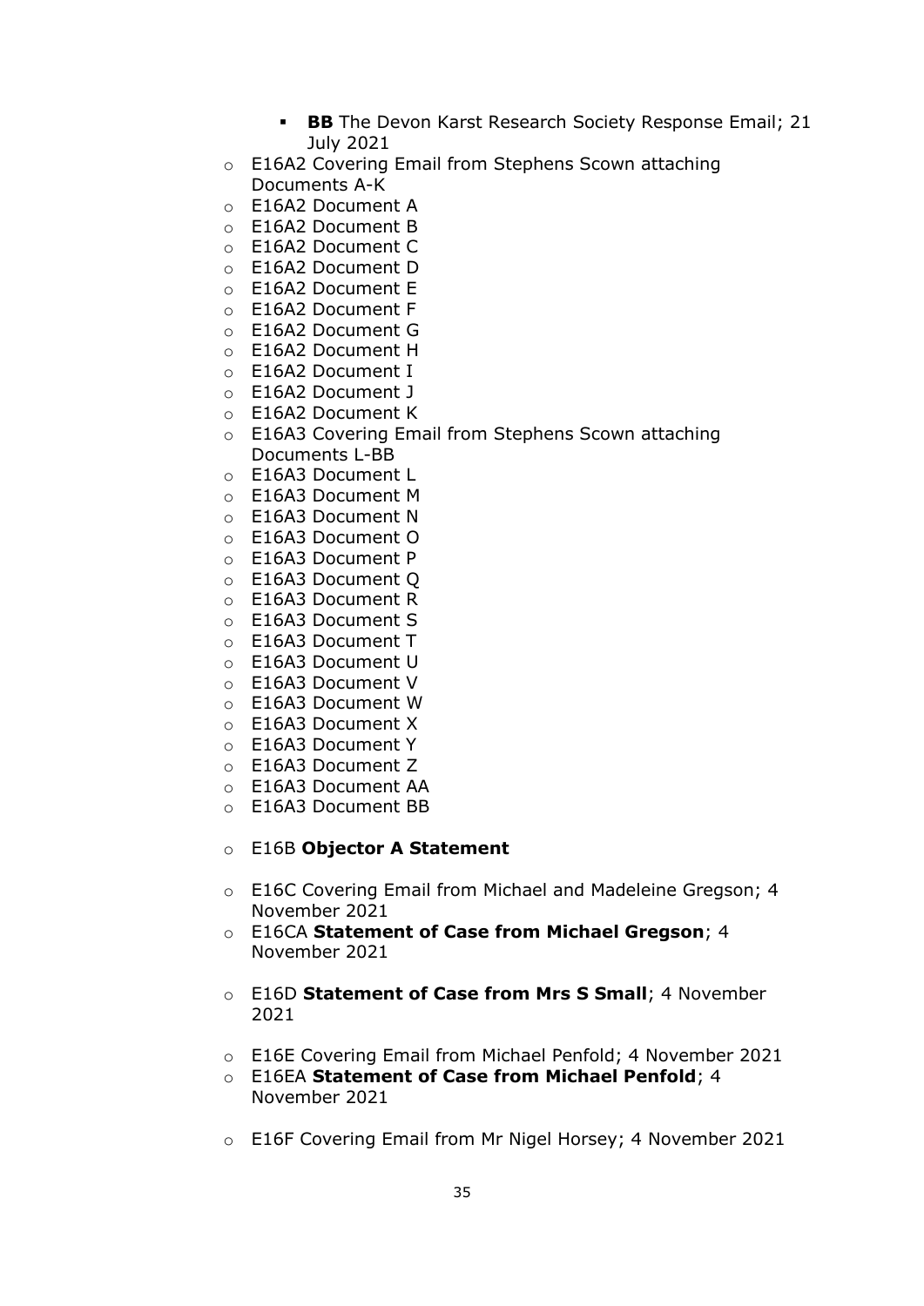- **BB** The Devon Karst Research Society Response Email; 21 July 2021
- E16A2 Covering Email from Stephens Scown attaching Documents A-K
- E16A2 Document A
- E16A2 Document B
- E16A2 Document C
- E16A2 Document D
- E16A2 Document E
- E16A2 Document F
- E16A2 Document G
- E16A2 Document H
- E16A2 Document I
- E16A2 Document J
- E16A2 Document K
- E16A3 Covering Email from Stephens Scown attaching Documents L-BB
- E16A3 Document L
- E16A3 Document M
- E16A3 Document N
- E16A3 Document O
- E16A3 Document P
- E16A3 Document Q
- E16A3 Document R
- E16A3 Document S
- E16A3 Document T
- E16A3 Document U
- E16A3 Document V
- E16A3 Document W
- E16A3 Document X
- E16A3 Document Y
- E16A3 Document Z
- E16A3 Document AA
- E16A3 Document BB

- E16B **Objector A Statement**

- E16C Covering Email from Michael and Madeleine Gregson; 4 November 2021
- E16CA **Statement of Case from Michael Gregson**; 4 November 2021

- E16D **Statement of Case from Mrs S Small**; 4 November 2021

- E16E Covering Email from Michael Penfold; 4 November 2021
- E16EA **Statement of Case from Michael Penfold**; 4 November 2021

- E16F Covering Email from Mr Nigel Horsey; 4 November 2021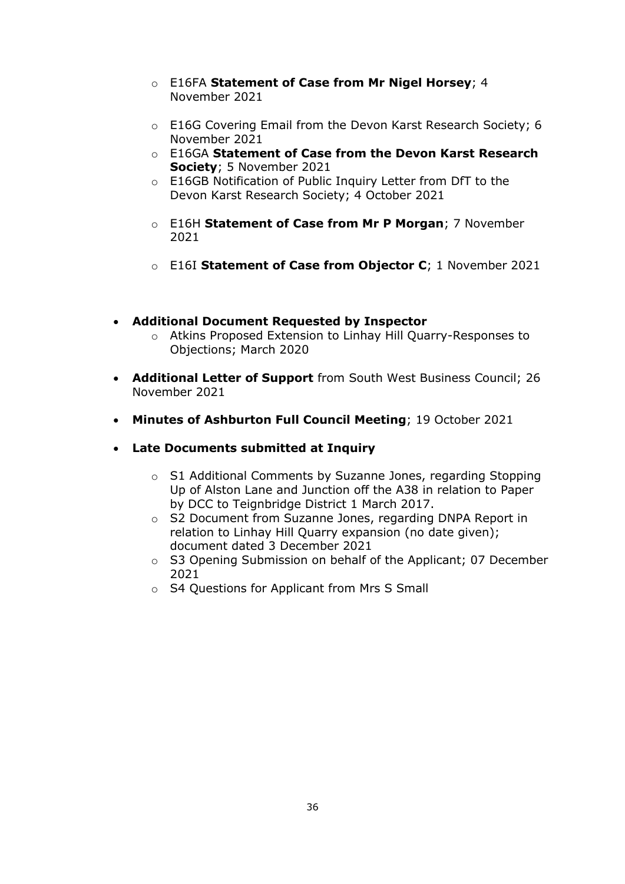- E16FA **Statement of Case from Mr Nigel Horsey**; 4 November 2021

  - E16G Covering Email from the Devon Karst Research Society; 6 November 2021
  - E16GA **Statement of Case from the Devon Karst Research Society**; 5 November 2021
  - E16GB Notification of Public Inquiry Letter from DfT to the Devon Karst Research Society; 4 October 2021

  - E16H **Statement of Case from Mr P Morgan**; 7 November 2021

  - E16I **Statement of Case from Objector C**; 1 November 2021

- **Additional Document Requested by Inspector**
  - Atkins Proposed Extension to Linhay Hill Quarry-Responses to Objections; March 2020

- **Additional Letter of Support** from South West Business Council; 26 November 2021

- **Minutes of Ashburton Full Council Meeting**; 19 October 2021

- **Late Documents submitted at Inquiry**
  - S1 Additional Comments by Suzanne Jones, regarding Stopping Up of Alston Lane and Junction off the A38 in relation to Paper by DCC to Teignbridge District 1 March 2017.
  - S2 Document from Suzanne Jones, regarding DNPA Report in relation to Linhay Hill Quarry expansion (no date given); document dated 3 December 2021
  - S3 Opening Submission on behalf of the Applicant; 07 December 2021
  - S4 Questions for Applicant from Mrs S Small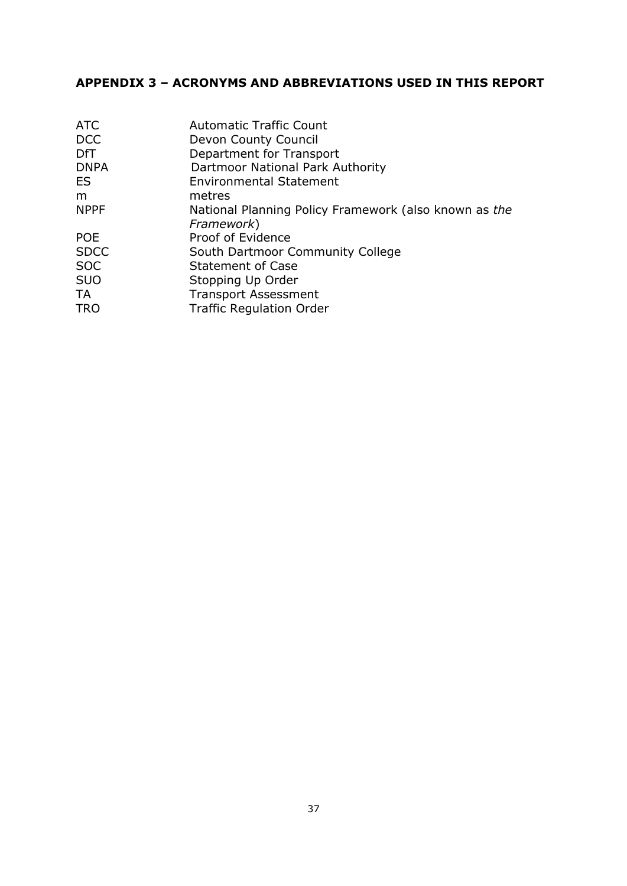## APPENDIX 3 – ACRONYMS AND ABBREVIATIONS USED IN THIS REPORT

| | |
|---|---|
| ATC | Automatic Traffic Count |
| DCC | Devon County Council |
| DfT | Department for Transport |
| DNPA | Dartmoor National Park Authority |
| ES | Environmental Statement |
| m | metres |
| NPPF | National Planning Policy Framework (also known as *the Framework*) |
| POE | Proof of Evidence |
| SDCC | South Dartmoor Community College |
| SOC | Statement of Case |
| SUO | Stopping Up Order |
| TA | Transport Assessment |
| TRO | Traffic Regulation Order |